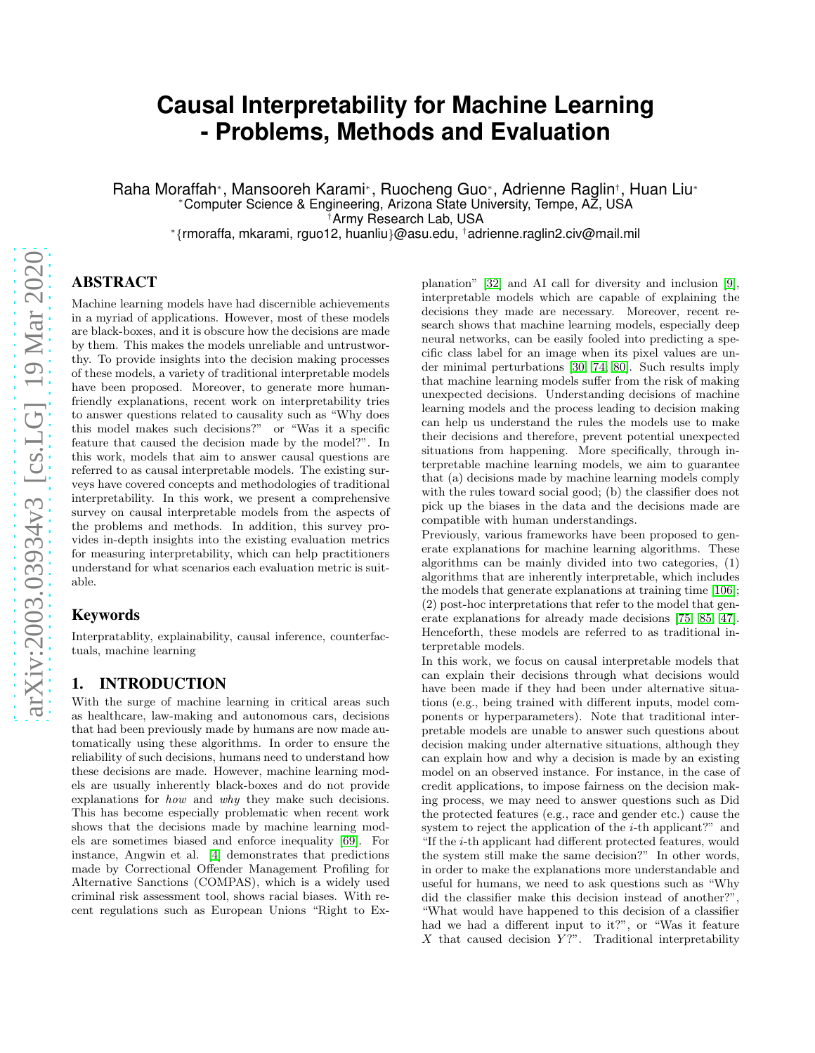# Causal Interpretability for Machine Learning - Problems, Methods and Evaluation

Raha Moraffah*, Mansooreh Karami*, Ruocheng Guo*, Adrienne Raglin†, Huan Liu*
*Computer Science & Engineering, Arizona State University, Tempe, AZ, USA
†Army Research Lab, USA
*{rmoraffa, mkarami, rguo12, huanliu}@asu.edu, †adrienne.raglin2.civ@mail.mil

## ABSTRACT

Machine learning models have had discernible achievements in a myriad of applications. However, most of these models are black-boxes, and it is obscure how the decisions are made by them. This makes the models unreliable and untrustworthy. To provide insights into the decision making processes of these models, a variety of traditional interpretable models have been proposed. Moreover, to generate more human-friendly explanations, recent work on interpretability tries to answer questions related to causality such as "Why does this model makes such decisions?" or "Was it a specific feature that caused the decision made by the model?". In this work, models that aim to answer causal questions are referred to as causal interpretable models. The existing surveys have covered concepts and methodologies of traditional interpretability. In this work, we present a comprehensive survey on causal interpretable models from the aspects of the problems and methods. In addition, this survey provides in-depth insights into the existing evaluation metrics for measuring interpretability, which can help practitioners understand for what scenarios each evaluation metric is suitable.

## Keywords

Interpratablity, explainability, causal inference, counterfactuals, machine learning

## 1. INTRODUCTION

With the surge of machine learning in critical areas such as healthcare, law-making and autonomous cars, decisions that had been previously made by humans are now made automatically using these algorithms. In order to ensure the reliability of such decisions, humans need to understand how these decisions are made. However, machine learning models are usually inherently black-boxes and do not provide explanations for *how* and *why* they make such decisions. This has become especially problematic when recent work shows that the decisions made by machine learning models are sometimes biased and enforce inequality [69]. For instance, Angwin et al. [4] demonstrates that predictions made by Correctional Offender Management Profiling for Alternative Sanctions (COMPAS), which is a widely used criminal risk assessment tool, shows racial biases. With recent regulations such as European Unions "Right to Explanation" [32] and AI call for diversity and inclusion [9], interpretable models which are capable of explaining the decisions they made are necessary. Moreover, recent research shows that machine learning models, especially deep neural networks, can be easily fooled into predicting a specific class label for an image when its pixel values are under minimal perturbations [30, 74, 80]. Such results imply that machine learning models suffer from the risk of making unexpected decisions. Understanding decisions of machine learning models and the process leading to decision making can help us understand the rules the models use to make their decisions and therefore, prevent potential unexpected situations from happening. More specifically, through interpretable machine learning models, we aim to guarantee that (a) decisions made by machine learning models comply with the rules toward social good; (b) the classifier does not pick up the biases in the data and the decisions made are compatible with human understandings.

Previously, various frameworks have been proposed to generate explanations for machine learning algorithms. These algorithms can be mainly divided into two categories, (1) algorithms that are inherently interpretable, which includes the models that generate explanations at training time [106]; (2) post-hoc interpretations that refer to the model that generate explanations for already made decisions [75, 85, 47]. Henceforth, these models are referred to as traditional interpretable models.

In this work, we focus on causal interpretable models that can explain their decisions through what decisions would have been made if they had been under alternative situations (e.g., being trained with different inputs, model components or hyperparameters). Note that traditional interpretable models are unable to answer such questions about decision making under alternative situations, although they can explain how and why a decision is made by an existing model on an observed instance. For instance, in the case of credit applications, to impose fairness on the decision making process, we may need to answer questions such as Did the protected features (e.g., race and gender etc.) cause the system to reject the application of the $i$-th applicant?" and "If the $i$-th applicant had different protected features, would the system still make the same decision?" In other words, in order to make the explanations more understandable and useful for humans, we need to ask questions such as "Why did the classifier make this decision instead of another?", "What would have happened to this decision of a classifier had we had a different input to it?", or "Was it feature $X$ that caused decision $Y$?". Traditional interpretability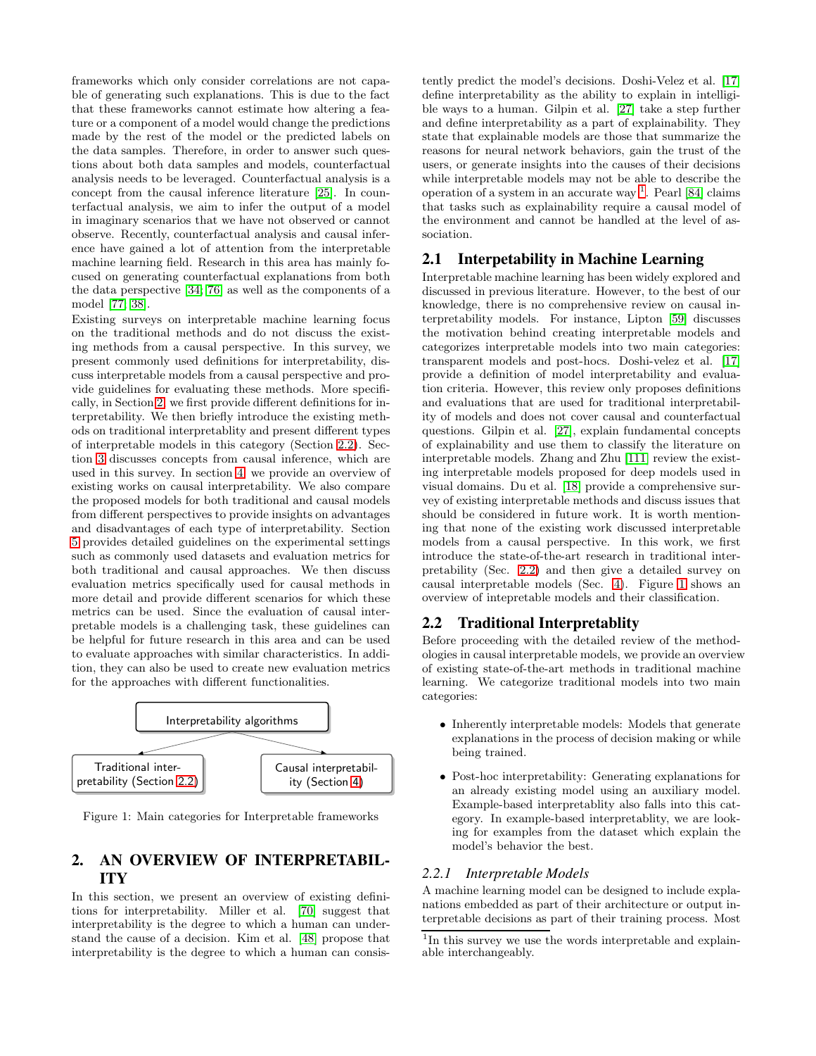frameworks which only consider correlations are not capable of generating such explanations. This is due to the fact that these frameworks cannot estimate how altering a feature or a component of a model would change the predictions made by the rest of the model or the predicted labels on the data samples. Therefore, in order to answer such questions about both data samples and models, counterfactual analysis needs to be leveraged. Counterfactual analysis is a concept from the causal inference literature [25]. In counterfactual analysis, we aim to infer the output of a model in imaginary scenarios that we have not observed or cannot observe. Recently, counterfactual analysis and causal inference have gained a lot of attention from the interpretable machine learning field. Research in this area has mainly focused on generating counterfactual explanations from both the data perspective [34, 76] as well as the components of a model [77, 38].

Existing surveys on interpretable machine learning focus on the traditional methods and do not discuss the existing methods from a causal perspective. In this survey, we present commonly used definitions for interpretability, discuss interpretable models from a causal perspective and provide guidelines for evaluating these methods. More specifically, in Section 2, we first provide different definitions for interpretability. We then briefly introduce the existing methods on traditional interpretablity and present different types of interpretable models in this category (Section 2.2). Section 3 discusses concepts from causal inference, which are used in this survey. In section 4, we provide an overview of existing works on causal interpretability. We also compare the proposed models for both traditional and causal models from different perspectives to provide insights on advantages and disadvantages of each type of interpretability. Section 5 provides detailed guidelines on the experimental settings such as commonly used datasets and evaluation metrics for both traditional and causal approaches. We then discuss evaluation metrics specifically used for causal methods in more detail and provide different scenarios for which these metrics can be used. Since the evaluation of causal interpretable models is a challenging task, these guidelines can be helpful for future research in this area and can be used to evaluate approaches with similar characteristics. In addition, they can also be used to create new evaluation metrics for the approaches with different functionalities.

Interpretability algorithms → Traditional interpretability (Section 2.2) | Causal interpretability (Section 4)

Figure 1: Main categories for Interpretable frameworks

## 2. AN OVERVIEW OF INTERPRETABILITY

In this section, we present an overview of existing definitions for interpretability. Miller et al. [70] suggest that interpretability is the degree to which a human can understand the cause of a decision. Kim et al. [48] propose that interpretability is the degree to which a human can consistently predict the model's decisions. Doshi-Velez et al. [17] define interpretability as the ability to explain in intelligible ways to a human. Gilpin et al. [27] take a step further and define interpretability as a part of explainability. They state that explainable models are those that summarize the reasons for neural network behaviors, gain the trust of the users, or generate insights into the causes of their decisions while interpretable models may not be able to describe the operation of a system in an accurate way [1]. Pearl [84] claims that tasks such as explainability require a causal model of the environment and cannot be handled at the level of association.

### 2.1 Interpetability in Machine Learning

Interpretable machine learning has been widely explored and discussed in previous literature. However, to the best of our knowledge, there is no comprehensive review on causal interpretability models. For instance, Lipton [59] discusses the motivation behind creating interpretable models and categorizes interpretable models into two main categories: transparent models and post-hocs. Doshi-velez et al. [17] provide a definition of model interpretability and evaluation criteria. However, this review only proposes definitions and evaluations that are used for traditional interpretability of models and does not cover causal and counterfactual questions. Gilpin et al. [27], explain fundamental concepts of explainability and use them to classify the literature on interpretable models. Zhang and Zhu [111] review the existing interpretable models proposed for deep models used in visual domains. Du et al. [18] provide a comprehensive survey of existing interpretable methods and discuss issues that should be considered in future work. It is worth mentioning that none of the existing work discussed interpretable models from a causal perspective. In this work, we first introduce the state-of-the-art research in traditional interpretability (Sec. 2.2) and then give a detailed survey on causal interpretable models (Sec. 4). Figure 1 shows an overview of intepretable models and their classification.

### 2.2 Traditional Interpretablity

Before proceeding with the detailed review of the methodologies in causal interpretable models, we provide an overview of existing state-of-the-art methods in traditional machine learning. We categorize traditional models into two main categories:

- Inherently interpretable models: Models that generate explanations in the process of decision making or while being trained.
- Post-hoc interpretability: Generating explanations for an already existing model using an auxiliary model. Example-based interpretablity also falls into this category. In example-based interpretablity, we are looking for examples from the dataset which explain the model's behavior the best.

#### *2.2.1 Interpretable Models*

A machine learning model can be designed to include explanations embedded as part of their architecture or output interpretable decisions as part of their training process. Most

[1] In this survey we use the words interpretable and explainable interchangeably.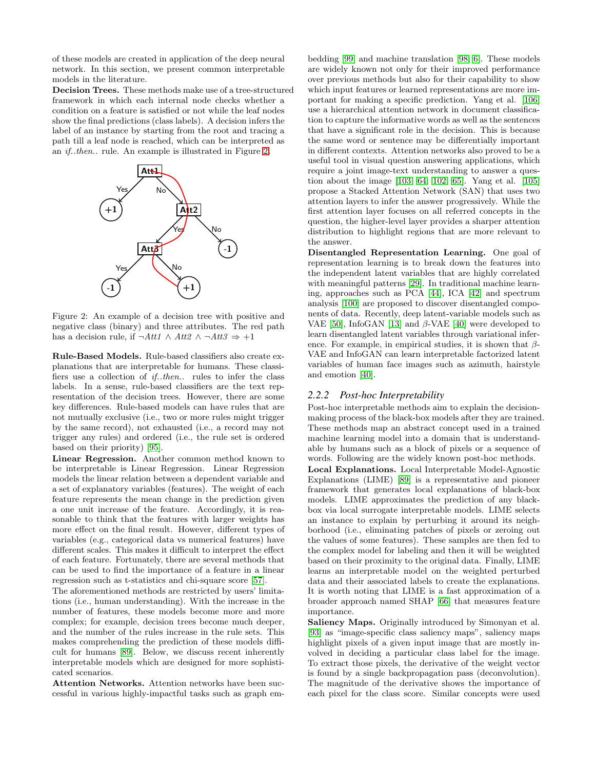of these models are created in application of the deep neural network. In this section, we present common interpretable models in the literature.

**Decision Trees.** These methods make use of a tree-structured framework in which each internal node checks whether a condition on a feature is satisfied or not while the leaf nodes show the final predictions (class labels). A decision infers the label of an instance by starting from the root and tracing a path till a leaf node is reached, which can be interpreted as an *if..then..* rule. An example is illustrated in Figure 2.

Figure 2: An example of a decision tree with positive and negative class (binary) and three attributes. The red path has a decision rule, if $\neg Att1 \wedge Att2 \wedge \neg Att3 \Rightarrow +1$

**Rule-Based Models.** Rule-based classifiers also create explanations that are interpretable for humans. These classifiers use a collection of *if..then..* rules to infer the class labels. In a sense, rule-based classifiers are the text representation of the decision trees. However, there are some key differences. Rule-based models can have rules that are not mutually exclusive (i.e., two or more rules might trigger by the same record), not exhausted (i.e., a record may not trigger any rules) and ordered (i.e., the rule set is ordered based on their priority) [95].

**Linear Regression.** Another common method known to be interpretable is Linear Regression. Linear Regression models the linear relation between a dependent variable and a set of explanatory variables (features). The weight of each feature represents the mean change in the prediction given a one unit increase of the feature. Accordingly, it is reasonable to think that the features with larger weights has more effect on the final result. However, different types of variables (e.g., categorical data vs numerical features) have different scales. This makes it difficult to interpret the effect of each feature. Fortunately, there are several methods that can be used to find the importance of a feature in a linear regression such as t-statistics and chi-square score [57].

The aforementioned methods are restricted by users' limitations (i.e., human understanding). With the increase in the number of features, these models become more and more complex; for example, decision trees become much deeper, and the number of the rules increase in the rule sets. This makes comprehending the prediction of these models difficult for humans [89]. Below, we discuss recent inherently interpretable models which are designed for more sophisticated scenarios.

**Attention Networks.** Attention networks have been successful in various highly-impactful tasks such as graph embedding [99] and machine translation [98, 6]. These models are widely known not only for their improved performance over previous methods but also for their capability to show which input features or learned representations are more important for making a specific prediction. Yang et al. [106] use a hierarchical attention network in document classification to capture the informative words as well as the sentences that have a significant role in the decision. This is because the same word or sentence may be differentially important in different contexts. Attention networks also proved to be a useful tool in visual question answering applications, which require a joint image-text understanding to answer a question about the image [103, 64, 102, 65]. Yang et al. [105] propose a Stacked Attention Network (SAN) that uses two attention layers to infer the answer progressively. While the first attention layer focuses on all referred concepts in the question, the higher-level layer provides a sharper attention distribution to highlight regions that are more relevant to the answer.

**Disentangled Representation Learning.** One goal of representation learning is to break down the features into the independent latent variables that are highly correlated with meaningful patterns [29]. In traditional machine learning, approaches such as PCA [44], ICA [42] and spectrum analysis [100] are proposed to discover disentangled components of data. Recently, deep latent-variable models such as VAE [50], InfoGAN [13] and $\beta$-VAE [40] were developed to learn disentangled latent variables through variational inference. For example, in empirical studies, it is shown that $\beta$-VAE and InfoGAN can learn interpretable factorized latent variables of human face images such as azimuth, hairstyle and emotion [40].

### 2.2.2 Post-hoc Interpretability

Post-hoc interpretable methods aim to explain the decision-making process of the black-box models after they are trained. These methods map an abstract concept used in a trained machine learning model into a domain that is understandable by humans such as a block of pixels or a sequence of words. Following are the widely known post-hoc methods.

**Local Explanations.** Local Interpretable Model-Agnostic Explanations (LIME) [89] is a representative and pioneer framework that generates local explanations of black-box models. LIME approximates the prediction of any black-box via local surrogate interpretable models. LIME selects an instance to explain by perturbing it around its neighborhood (i.e., eliminating patches of pixels or zeroing out the values of some features). These samples are then fed to the complex model for labeling and then it will be weighted based on their proximity to the original data. Finally, LIME learns an interpretable model on the weighted perturbed data and their associated labels to create the explanations. It is worth noting that LIME is a fast approximation of a broader approach named SHAP [66] that measures feature importance.

**Saliency Maps.** Originally introduced by Simonyan et al. [93] as "image-specific class saliency maps", saliency maps highlight pixels of a given input image that are mostly involved in deciding a particular class label for the image. To extract those pixels, the derivative of the weight vector is found by a single backpropagation pass (deconvolution). The magnitude of the derivative shows the importance of each pixel for the class score. Similar concepts were used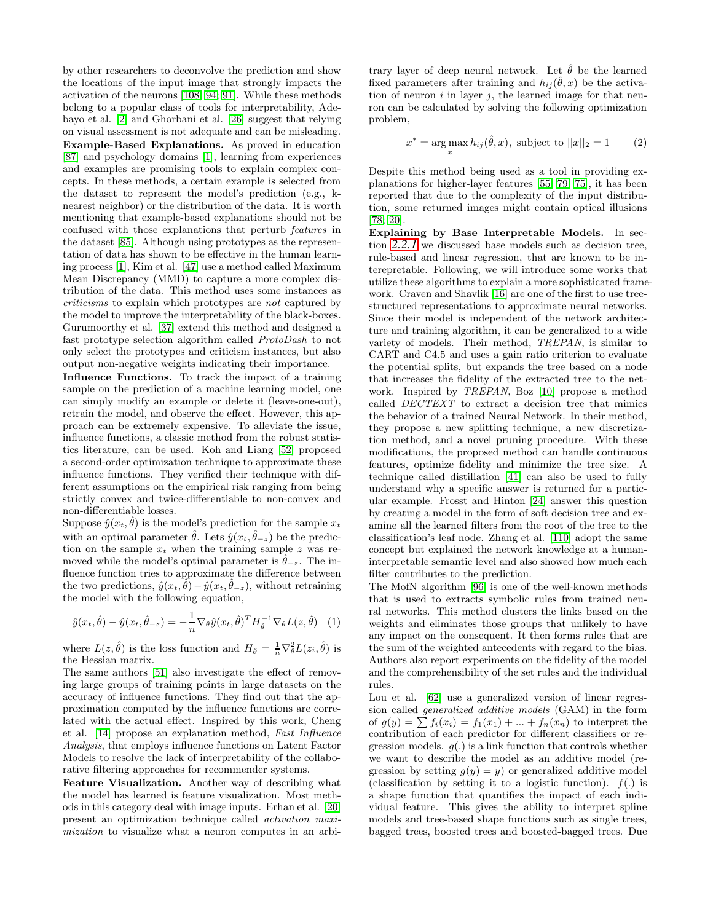by other researchers to deconvolve the prediction and show the locations of the input image that strongly impacts the activation of the neurons [108, 94, 91]. While these methods belong to a popular class of tools for interpretability, Adebayo et al. [2] and Ghorbani et al. [26] suggest that relying on visual assessment is not adequate and can be misleading.

**Example-Based Explanations.** As proved in education [87] and psychology domains [1], learning from experiences and examples are promising tools to explain complex concepts. In these methods, a certain example is selected from the dataset to represent the model's prediction (e.g., k-nearest neighbor) or the distribution of the data. It is worth mentioning that example-based explanations should not be confused with those explanations that perturb *features* in the dataset [85]. Although using prototypes as the representation of data has shown to be effective in the human learning process [1], Kim et al. [47] use a method called Maximum Mean Discrepancy (MMD) to capture a more complex distribution of the data. This method uses some instances as *criticisms* to explain which prototypes are *not* captured by the model to improve the interpretability of the black-boxes. Gurumoorthy et al. [37] extend this method and designed a fast prototype selection algorithm called *ProtoDash* to not only select the prototypes and criticism instances, but also output non-negative weights indicating their importance.

**Influence Functions.** To track the impact of a training sample on the prediction of a machine learning model, one can simply modify an example or delete it (leave-one-out), retrain the model, and observe the effect. However, this approach can be extremely expensive. To alleviate the issue, influence functions, a classic method from the robust statistics literature, can be used. Koh and Liang [52] proposed a second-order optimization technique to approximate these influence functions. They verified their technique with different assumptions on the empirical risk ranging from being strictly convex and twice-differentiable to non-convex and non-differentiable losses.

Suppose $\hat{y}(x_t, \hat{\theta})$ is the model's prediction for the sample $x_t$ with an optimal parameter $\hat{\theta}$. Lets $\hat{y}(x_t, \hat{\theta}_{-z})$ be the prediction on the sample $x_t$ when the training sample $z$ was removed while the model's optimal parameter is $\hat{\theta}_{-z}$. The influence function tries to approximate the difference between the two predictions, $\hat{y}(x_t, \hat{\theta}) - \hat{y}(x_t, \hat{\theta}_{-z})$, without retraining the model with the following equation,

$$\hat{y}(x_t, \hat{\theta}) - \hat{y}(x_t, \hat{\theta}_{-z}) = -\frac{1}{n}\nabla_{\theta}\hat{y}(x_t, \hat{\theta})^T H_{\hat{\theta}}^{-1} \nabla_{\theta} L(z, \hat{\theta}) \quad (1)$$

where $L(z, \hat{\theta})$ is the loss function and $H_{\hat{\theta}} = \frac{1}{n}\nabla_{\theta}^2 L(z_i, \hat{\theta})$ is the Hessian matrix.

The same authors [51] also investigate the effect of removing large groups of training points in large datasets on the accuracy of influence functions. They find out that the approximation computed by the influence functions are correlated with the actual effect. Inspired by this work, Cheng et al. [14] propose an explanation method, *Fast Influence Analysis*, that employs influence functions on Latent Factor Models to resolve the lack of interpretability of the collaborative filtering approaches for recommender systems.

**Feature Visualization.** Another way of describing what the model has learned is feature visualization. Most methods in this category deal with image inputs. Erhan et al. [20] present an optimization technique called *activation maximization* to visualize what a neuron computes in an arbitrary layer of deep neural network. Let $\hat{\theta}$ be the learned fixed parameters after training and $h_{ij}(\hat{\theta}, x)$ be the activation of neuron $i$ in layer $j$, the learned image for that neuron can be calculated by solving the following optimization problem,

$$x^* = \arg\max_{x} h_{ij}(\hat{\theta}, x), \text{ subject to } ||x||_2 = 1 \quad (2)$$

Despite this method being used as a tool in providing explanations for higher-layer features [55, 79, 75], it has been reported that due to the complexity of the input distribution, some returned images might contain optical illusions [78, 20].

**Explaining by Base Interpretable Models.** In section *2.2.1* we discussed base models such as decision tree, rule-based and linear regression, that are known to be interepretable. Following, we will introduce some works that utilize these algorithms to explain a more sophisticated framework. Craven and Shavlik [16] are one of the first to use tree-structured representations to approximate neural networks. Since their model is independent of the network architecture and training algorithm, it can be generalized to a wide variety of models. Their method, *TREPAN*, is similar to CART and C4.5 and uses a gain ratio criterion to evaluate the potential splits, but expands the tree based on a node that increases the fidelity of the extracted tree to the network. Inspired by *TREPAN*, Boz [10] propose a method called *DECTEXT* to extract a decision tree that mimics the behavior of a trained Neural Network. In their method, they propose a new splitting technique, a new discretization method, and a novel pruning procedure. With these modifications, the proposed method can handle continuous features, optimize fidelity and minimize the tree size. A technique called distillation [41] can also be used to fully understand why a specific answer is returned for a particular example. Frosst and Hinton [24] answer this question by creating a model in the form of soft decision tree and examine all the learned filters from the root of the tree to the classification's leaf node. Zhang et al. [110] adopt the same concept but explained the network knowledge at a human-interpretable semantic level and also showed how much each filter contributes to the prediction.

The MofN algorithm [96] is one of the well-known methods that is used to extracts symbolic rules from trained neural networks. This method clusters the links based on the weights and eliminates those groups that unlikely to have any impact on the consequent. It then forms rules that are the sum of the weighted antecedents with regard to the bias. Authors also report experiments on the fidelity of the model and the comprehensibility of the set rules and the individual rules.

Lou et al. [62] use a generalized version of linear regression called *generalized additive models* (GAM) in the form of $g(y) = \sum f_i(x_i) = f_1(x_1) + ... + f_n(x_n)$ to interpret the contribution of each predictor for different classifiers or regression models. $g(.)$ is a link function that controls whether we want to describe the model as an additive model (regression by setting $g(y) = y$) or generalized additive model (classification by setting it to a logistic function). $f(.)$ is a shape function that quantifies the impact of each individual feature. This gives the ability to interpret spline models and tree-based shape functions such as single trees, bagged trees, boosted trees and boosted-bagged trees. Due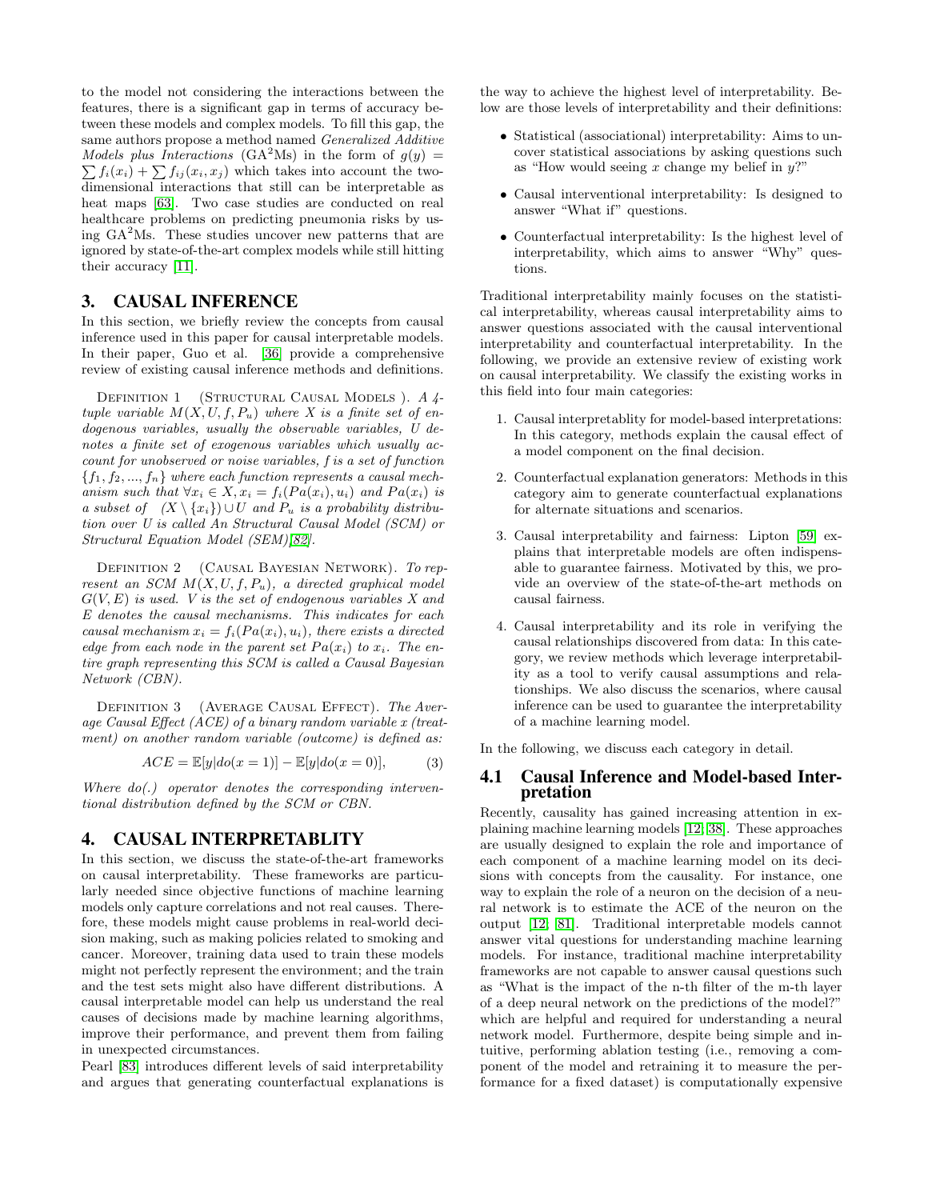to the model not considering the interactions between the features, there is a significant gap in terms of accuracy between these models and complex models. To fill this gap, the same authors propose a method named *Generalized Additive Models plus Interactions* ($GA^2Ms$) in the form of $g(y) = \sum f_i(x_i) + \sum f_{ij}(x_i, x_j)$ which takes into account the two-dimensional interactions that still can be interpretable as heat maps [63]. Two case studies are conducted on real healthcare problems on predicting pneumonia risks by using $GA^2Ms$. These studies uncover new patterns that are ignored by state-of-the-art complex models while still hitting their accuracy [11].

## 3. CAUSAL INFERENCE

In this section, we briefly review the concepts from causal inference used in this paper for causal interpretable models. In their paper, Guo et al. [36] provide a comprehensive review of existing causal inference methods and definitions.

DEFINITION 1 (STRUCTURAL CAUSAL MODELS ). *A 4-tuple variable $M(X, U, f, P_u)$ where $X$ is a finite set of endogenous variables, usually the observable variables, $U$ denotes a finite set of exogenous variables which usually account for unobserved or noise variables, $f$ is a set of function $\{f_1, f_2, ..., f_n\}$ where each function represents a causal mechanism such that $\forall x_i \in X, x_i = f_i(Pa(x_i), u_i)$ and $Pa(x_i)$ is a subset of $(X \setminus \{x_i\}) \cup U$ and $P_u$ is a probability distribution over $U$ is called An Structural Causal Model (SCM) or Structural Equation Model (SEM)[82].*

DEFINITION 2 (CAUSAL BAYESIAN NETWORK). *To represent an SCM $M(X, U, f, P_u)$, a directed graphical model $G(V, E)$ is used. $V$ is the set of endogenous variables $X$ and $E$ denotes the causal mechanisms. This indicates for each causal mechanism $x_i = f_i(Pa(x_i), u_i)$, there exists a directed edge from each node in the parent set $Pa(x_i)$ to $x_i$. The entire graph representing this SCM is called a Causal Bayesian Network (CBN).*

DEFINITION 3 (AVERAGE CAUSAL EFFECT). *The Average Causal Effect (ACE) of a binary random variable $x$ (treatment) on another random variable (outcome) is defined as:*

$$ACE = \mathbb{E}[y|do(x = 1)] - \mathbb{E}[y|do(x = 0)], \quad (3)$$

*Where do(.) operator denotes the corresponding interventional distribution defined by the SCM or CBN.*

## 4. CAUSAL INTERPRETABLITY

In this section, we discuss the state-of-the-art frameworks on causal interpretability. These frameworks are particularly needed since objective functions of machine learning models only capture correlations and not real causes. Therefore, these models might cause problems in real-world decision making, such as making policies related to smoking and cancer. Moreover, training data used to train these models might not perfectly represent the environment; and the train and the test sets might also have different distributions. A causal interpretable model can help us understand the real causes of decisions made by machine learning algorithms, improve their performance, and prevent them from failing in unexpected circumstances.

Pearl [83] introduces different levels of said interpretability and argues that generating counterfactual explanations is the way to achieve the highest level of interpretability. Below are those levels of interpretability and their definitions:

- Statistical (associational) interpretability: Aims to uncover statistical associations by asking questions such as "How would seeing $x$ change my belief in $y$?"
- Causal interventional interpretability: Is designed to answer "What if" questions.
- Counterfactual interpretability: Is the highest level of interpretability, which aims to answer "Why" questions.

Traditional interpretability mainly focuses on the statistical interpretability, whereas causal interpretability aims to answer questions associated with the causal interventional interpretability and counterfactual interpretability. In the following, we provide an extensive review of existing work on causal interpretability. We classify the existing works in this field into four main categories:

1. Causal interpretablity for model-based interpretations: In this category, methods explain the causal effect of a model component on the final decision.
2. Counterfactual explanation generators: Methods in this category aim to generate counterfactual explanations for alternate situations and scenarios.
3. Causal interpretability and fairness: Lipton [59] explains that interpretable models are often indispensable to guarantee fairness. Motivated by this, we provide an overview of the state-of-the-art methods on causal fairness.
4. Causal interpretability and its role in verifying the causal relationships discovered from data: In this category, we review methods which leverage interpretability as a tool to verify causal assumptions and relationships. We also discuss the scenarios, where causal inference can be used to guarantee the interpretability of a machine learning model.

In the following, we discuss each category in detail.

### 4.1 Causal Inference and Model-based Interpretation

Recently, causality has gained increasing attention in explaining machine learning models [12, 38]. These approaches are usually designed to explain the role and importance of each component of a machine learning model on its decisions with concepts from the causality. For instance, one way to explain the role of a neuron on the decision of a neural network is to estimate the ACE of the neuron on the output [12, 81]. Traditional interpretable models cannot answer vital questions for understanding machine learning models. For instance, traditional machine interpretability frameworks are not capable to answer causal questions such as "What is the impact of the n-th filter of the m-th layer of a deep neural network on the predictions of the model?" which are helpful and required for understanding a neural network model. Furthermore, despite being simple and intuitive, performing ablation testing (i.e., removing a component of the model and retraining it to measure the performance for a fixed dataset) is computationally expensive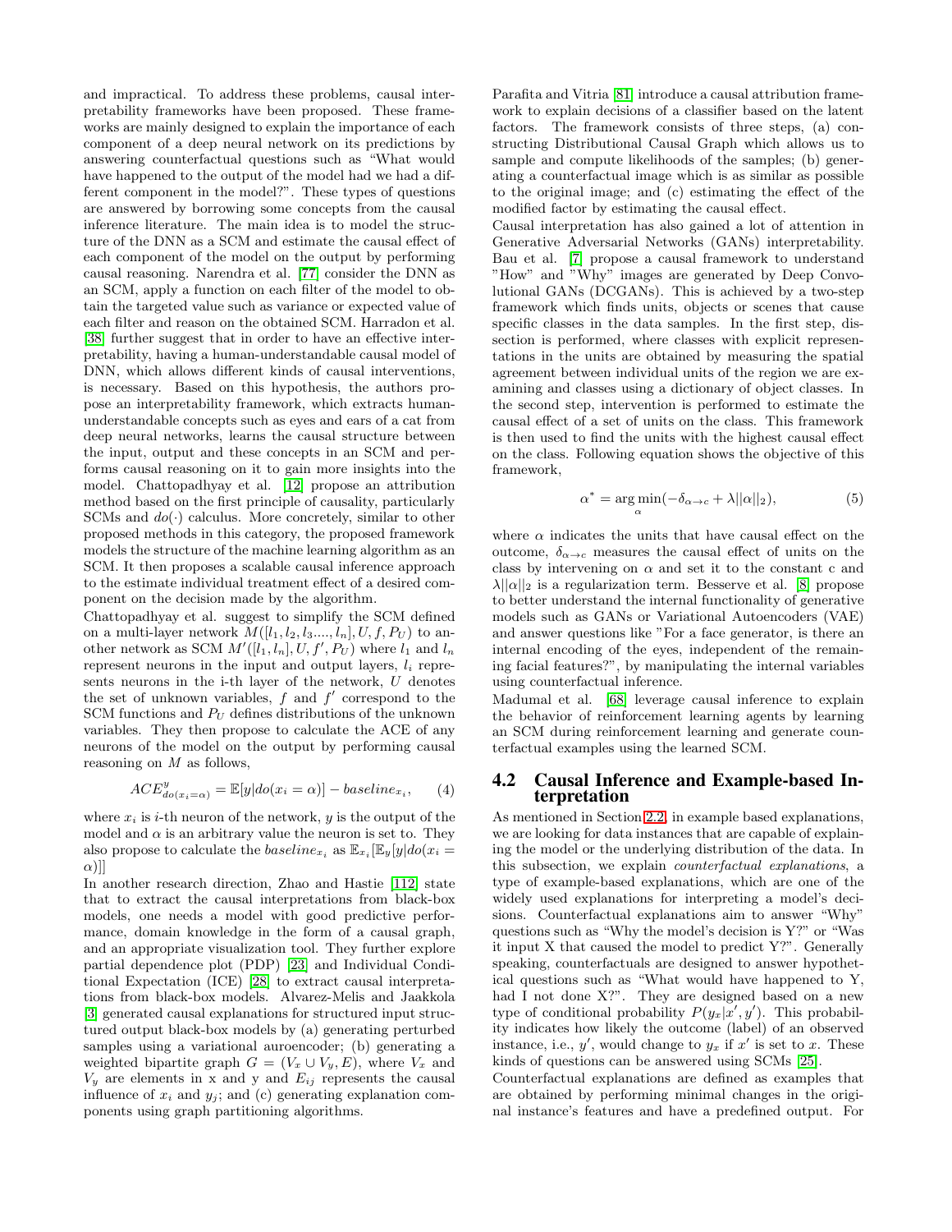and impractical. To address these problems, causal interpretability frameworks have been proposed. These frameworks are mainly designed to explain the importance of each component of a deep neural network on its predictions by answering counterfactual questions such as "What would have happened to the output of the model had we had a different component in the model?". These types of questions are answered by borrowing some concepts from the causal inference literature. The main idea is to model the structure of the DNN as a SCM and estimate the causal effect of each component of the model on the output by performing causal reasoning. Narendra et al. [77] consider the DNN as an SCM, apply a function on each filter of the model to obtain the targeted value such as variance or expected value of each filter and reason on the obtained SCM. Harradon et al. [38] further suggest that in order to have an effective interpretability, having a human-understandable causal model of DNN, which allows different kinds of causal interventions, is necessary. Based on this hypothesis, the authors propose an interpretability framework, which extracts human-understandable concepts such as eyes and ears of a cat from deep neural networks, learns the causal structure between the input, output and these concepts in an SCM and performs causal reasoning on it to gain more insights into the model. Chattopadhyay et al. [12] propose an attribution method based on the first principle of causality, particularly SCMs and $do(\cdot)$ calculus. More concretely, similar to other proposed methods in this category, the proposed framework models the structure of the machine learning algorithm as an SCM. It then proposes a scalable causal inference approach to the estimate individual treatment effect of a desired component on the decision made by the algorithm.

Chattopadhyay et al. suggest to simplify the SCM defined on a multi-layer network $M([l_1, l_2, l_3...., l_n], U, f, P_U)$ to another network as SCM $M'([l_1, l_n], U, f', P_U)$ where $l_1$ and $l_n$ represent neurons in the input and output layers, $l_i$ represents neurons in the i-th layer of the network, $U$ denotes the set of unknown variables, $f$ and $f'$ correspond to the SCM functions and $P_U$ defines distributions of the unknown variables. They then propose to calculate the ACE of any neurons of the model on the output by performing causal reasoning on $M$ as follows,

$$ACE^{y}_{do(x_i=\alpha)} = \mathbb{E}[y|do(x_i = \alpha)] - baseline_{x_i}, \quad (4)$$

where $x_i$ is $i$-th neuron of the network, $y$ is the output of the model and $\alpha$ is an arbitrary value the neuron is set to. They also propose to calculate the $baseline_{x_i}$ as $\mathbb{E}_{x_i}[\mathbb{E}_y[y|do(x_i = \alpha)]]$

In another research direction, Zhao and Hastie [112] state that to extract the causal interpretations from black-box models, one needs a model with good predictive performance, domain knowledge in the form of a causal graph, and an appropriate visualization tool. They further explore partial dependence plot (PDP) [23] and Individual Conditional Expectation (ICE) [28] to extract causal interpretations from black-box models. Alvarez-Melis and Jaakkola [3] generated causal explanations for structured input structured output black-box models by (a) generating perturbed samples using a variational auroencoder; (b) generating a weighted bipartite graph $G = (V_x \cup V_y, E)$, where $V_x$ and $V_y$ are elements in x and y and $E_{ij}$ represents the causal influence of $x_i$ and $y_j$; and (c) generating explanation components using graph partitioning algorithms.

Parafita and Vitria [81] introduce a causal attribution framework to explain decisions of a classifier based on the latent factors. The framework consists of three steps, (a) constructing Distributional Causal Graph which allows us to sample and compute likelihoods of the samples; (b) generating a counterfactual image which is as similar as possible to the original image; and (c) estimating the effect of the modified factor by estimating the causal effect.

Causal interpretation has also gained a lot of attention in Generative Adversarial Networks (GANs) interpretability. Bau et al. [7] propose a causal framework to understand "How" and "Why" images are generated by Deep Convolutional GANs (DCGANs). This is achieved by a two-step framework which finds units, objects or scenes that cause specific classes in the data samples. In the first step, dissection is performed, where classes with explicit representations in the units are obtained by measuring the spatial agreement between individual units of the region we are examining and classes using a dictionary of object classes. In the second step, intervention is performed to estimate the causal effect of a set of units on the class. This framework is then used to find the units with the highest causal effect on the class. Following equation shows the objective of this framework,

$$\alpha^* = \arg\min_{\alpha}(-\delta_{\alpha\to c} + \lambda||\alpha||_2), \quad (5)$$

where $\alpha$ indicates the units that have causal effect on the outcome, $\delta_{\alpha\to c}$ measures the causal effect of units on the class by intervening on $\alpha$ and set it to the constant c and $\lambda||\alpha||_2$ is a regularization term. Besserve et al. [8] propose to better understand the internal functionality of generative models such as GANs or Variational Autoencoders (VAE) and answer questions like "For a face generator, is there an internal encoding of the eyes, independent of the remaining facial features?", by manipulating the internal variables using counterfactual inference.

Madumal et al. [68] leverage causal inference to explain the behavior of reinforcement learning agents by learning an SCM during reinforcement learning and generate counterfactual examples using the learned SCM.

## 4.2 Causal Inference and Example-based Interpretation

As mentioned in Section 2.2, in example based explanations, we are looking for data instances that are capable of explaining the model or the underlying distribution of the data. In this subsection, we explain *counterfactual explanations*, a type of example-based explanations, which are one of the widely used explanations for interpreting a model's decisions. Counterfactual explanations aim to answer "Why" questions such as "Why the model's decision is Y?" or "Was it input X that caused the model to predict Y?". Generally speaking, counterfactuals are designed to answer hypothetical questions such as "What would have happened to Y, had I not done X?". They are designed based on a new type of conditional probability $P(y_x|x', y')$. This probability indicates how likely the outcome (label) of an observed instance, i.e., $y'$, would change to $y_x$ if $x'$ is set to $x$. These kinds of questions can be answered using SCMs [25].

Counterfactual explanations are defined as examples that are obtained by performing minimal changes in the original instance's features and have a predefined output. For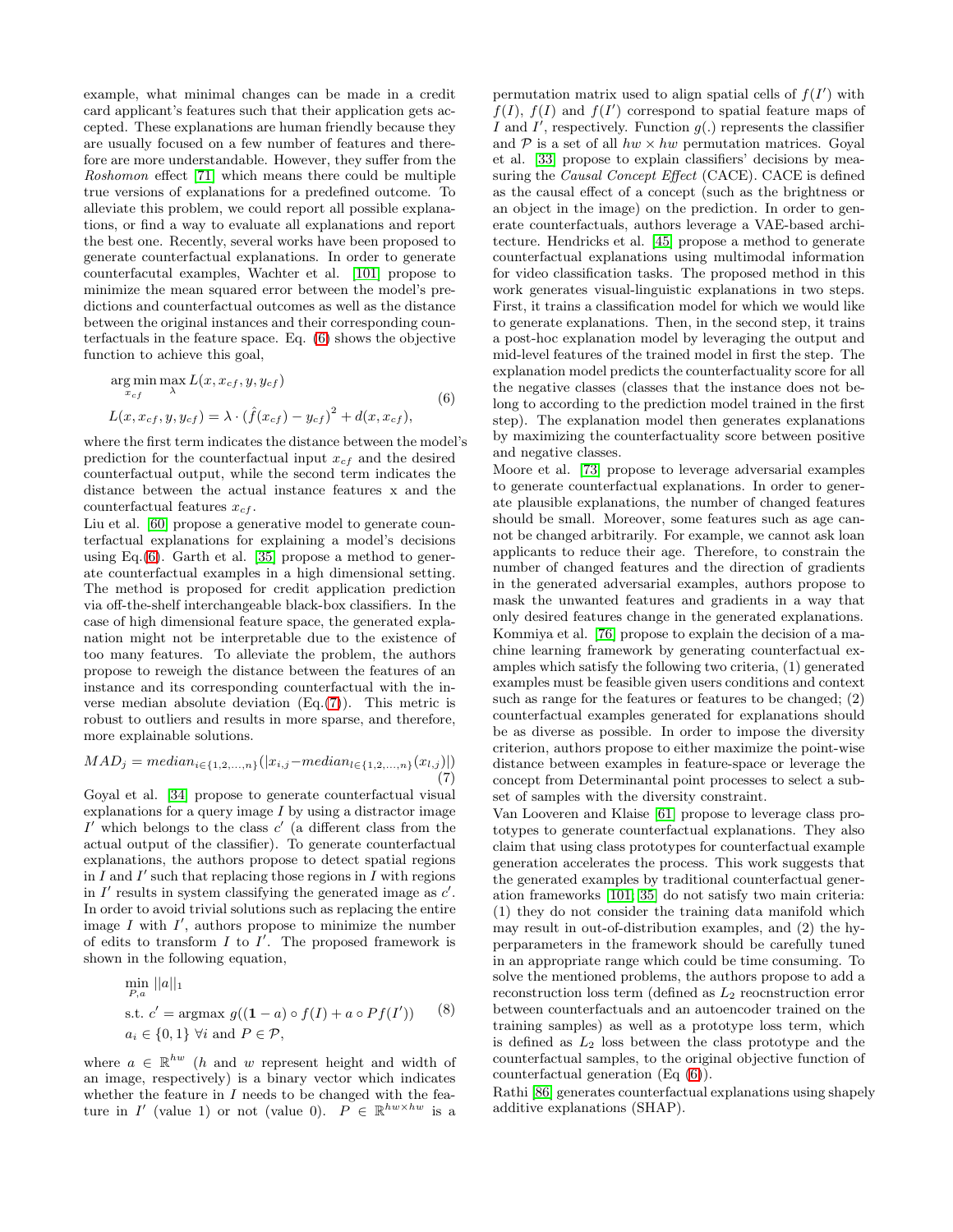example, what minimal changes can be made in a credit card applicant's features such that their application gets accepted. These explanations are human friendly because they are usually focused on a few number of features and therefore are more understandable. However, they suffer from the *Roshomon* effect [71] which means there could be multiple true versions of explanations for a predefined outcome. To alleviate this problem, we could report all possible explanations, or find a way to evaluate all explanations and report the best one. Recently, several works have been proposed to generate counterfactual explanations. In order to generate counterfacutal examples, Wachter et al. [101] propose to minimize the mean squared error between the model's predictions and counterfactual outcomes as well as the distance between the original instances and their corresponding counterfactuals in the feature space. Eq. (6) shows the objective function to achieve this goal,

$$
\begin{aligned}
&\arg\min_{x_{cf}} \max_{\lambda} L(x, x_{cf}, y, y_{cf}) \\
&L(x, x_{cf}, y, y_{cf}) = \lambda \cdot (\hat{f}(x_{cf}) - y_{cf})^2 + d(x, x_{cf}),
\end{aligned}
\tag{6}
$$

where the first term indicates the distance between the model's prediction for the counterfactual input $x_{cf}$ and the desired counterfactual output, while the second term indicates the distance between the actual instance features x and the counterfactual features $x_{cf}$.

Liu et al. [60] propose a generative model to generate counterfactual explanations for explaining a model's decisions using Eq.(6). Garth et al. [35] propose a method to generate counterfactual examples in a high dimensional setting. The method is proposed for credit application prediction via off-the-shelf interchangeable black-box classifiers. In the case of high dimensional feature space, the generated explanation might not be interpretable due to the existence of too many features. To alleviate the problem, the authors propose to reweigh the distance between the features of an instance and its corresponding counterfactual with the inverse median absolute deviation (Eq.(7)). This metric is robust to outliers and results in more sparse, and therefore, more explainable solutions.

$$
MAD_j = median_{i \in \{1,2,\ldots,n\}}(|x_{i,j} - median_{l \in \{1,2,\ldots,n\}}(x_{l,j})|)
\tag{7}
$$

Goyal et al. [34] propose to generate counterfactual visual explanations for a query image $I$ by using a distractor image $I'$ which belongs to the class $c'$ (a different class from the actual output of the classifier). To generate counterfactual explanations, the authors propose to detect spatial regions in $I$ and $I'$ such that replacing those regions in $I$ with regions in $I'$ results in system classifying the generated image as $c'$. In order to avoid trivial solutions such as replacing the entire image $I$ with $I'$, authors propose to minimize the number of edits to transform $I$ to $I'$. The proposed framework is shown in the following equation,

$$
\begin{aligned}
&\min_{P,a} ||a||_1 \\
&\text{s.t. } c' = \text{argmax } g((\mathbf{1} - a) \circ f(I) + a \circ Pf(I')) \\
&a_i \in \{0, 1\} \ \forall i \text{ and } P \in \mathcal{P},
\end{aligned}
\tag{8}
$$

where $a \in \mathbb{R}^{hw}$ ($h$ and $w$ represent height and width of an image, respectively) is a binary vector which indicates whether the feature in $I$ needs to be changed with the feature in $I'$ (value 1) or not (value 0). $P \in \mathbb{R}^{hw \times hw}$ is a permutation matrix used to align spatial cells of $f(I')$ with $f(I)$, $f(I)$ and $f(I')$ correspond to spatial feature maps of $I$ and $I'$, respectively. Function $g(.)$ represents the classifier and $\mathcal{P}$ is a set of all $hw \times hw$ permutation matrices. Goyal et al. [33] propose to explain classifiers' decisions by measuring the *Causal Concept Effect* (CACE). CACE is defined as the causal effect of a concept (such as the brightness or an object in the image) on the prediction. In order to generate counterfactuals, authors leverage a VAE-based architecture. Hendricks et al. [45] propose a method to generate counterfactual explanations using multimodal information for video classification tasks. The proposed method in this work generates visual-linguistic explanations in two steps. First, it trains a classification model for which we would like to generate explanations. Then, in the second step, it trains a post-hoc explanation model by leveraging the output and mid-level features of the trained model in first the step. The explanation model predicts the counterfactuality score for all the negative classes (classes that the instance does not belong to according to the prediction model trained in the first step). The explanation model then generates explanations by maximizing the counterfactuality score between positive and negative classes.

Moore et al. [73] propose to leverage adversarial examples to generate counterfactual explanations. In order to generate plausible explanations, the number of changed features should be small. Moreover, some features such as age cannot be changed arbitrarily. For example, we cannot ask loan applicants to reduce their age. Therefore, to constrain the number of changed features and the direction of gradients in the generated adversarial examples, authors propose to mask the unwanted features and gradients in a way that only desired features change in the generated explanations.

Kommiya et al. [76] propose to explain the decision of a machine learning framework by generating counterfactual examples which satisfy the following two criteria, (1) generated examples must be feasible given users conditions and context such as range for the features or features to be changed; (2) counterfactual examples generated for explanations should be as diverse as possible. In order to impose the diversity criterion, authors propose to either maximize the point-wise distance between examples in feature-space or leverage the concept from Determinantal point processes to select a subset of samples with the diversity constraint.

Van Looveren and Klaise [61] propose to leverage class prototypes to generate counterfactual explanations. They also claim that using class prototypes for counterfactual example generation accelerates the process. This work suggests that the generated examples by traditional counterfactual generation frameworks [101, 35] do not satisfy two main criteria: (1) they do not consider the training data manifold which may result in out-of-distribution examples, and (2) the hyperparameters in the framework should be carefully tuned in an appropriate range which could be time consuming. To solve the mentioned problems, the authors propose to add a reconstruction loss term (defined as $L_2$ reocnstruction error between counterfactuals and an autoencoder trained on the training samples) as well as a prototype loss term, which is defined as $L_2$ loss between the class prototype and the counterfactual samples, to the original objective function of counterfactual generation (Eq (6)).

Rathi [86] generates counterfactual explanations using shapely additive explanations (SHAP).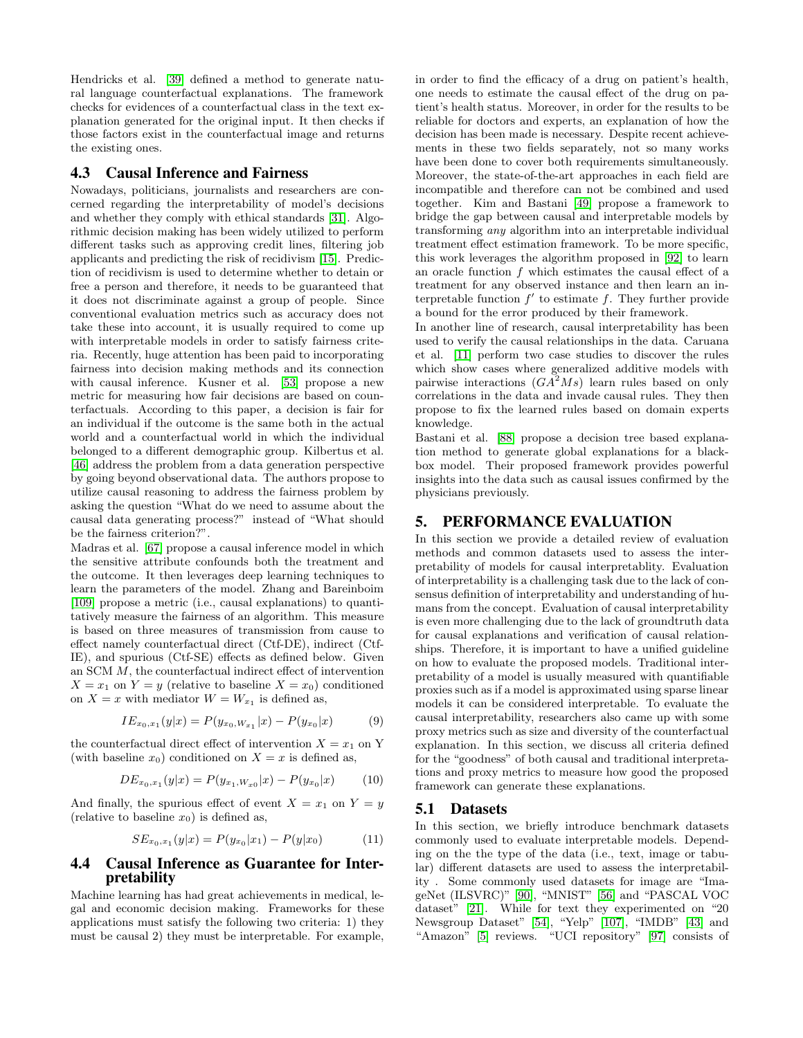Hendricks et al. [39] defined a method to generate natural language counterfactual explanations. The framework checks for evidences of a counterfactual class in the text explanation generated for the original input. It then checks if those factors exist in the counterfactual image and returns the existing ones.

### 4.3 Causal Inference and Fairness

Nowadays, politicians, journalists and researchers are concerned regarding the interpretability of model's decisions and whether they comply with ethical standards [31]. Algorithmic decision making has been widely utilized to perform different tasks such as approving credit lines, filtering job applicants and predicting the risk of recidivism [15]. Prediction of recidivism is used to determine whether to detain or free a person and therefore, it needs to be guaranteed that it does not discriminate against a group of people. Since conventional evaluation metrics such as accuracy does not take these into account, it is usually required to come up with interpretable models in order to satisfy fairness criteria. Recently, huge attention has been paid to incorporating fairness into decision making methods and its connection with causal inference. Kusner et al. [53] propose a new metric for measuring how fair decisions are based on counterfactuals. According to this paper, a decision is fair for an individual if the outcome is the same both in the actual world and a counterfactual world in which the individual belonged to a different demographic group. Kilbertus et al. [46] address the problem from a data generation perspective by going beyond observational data. The authors propose to utilize causal reasoning to address the fairness problem by asking the question "What do we need to assume about the causal data generating process?" instead of "What should be the fairness criterion?".

Madras et al. [67] propose a causal inference model in which the sensitive attribute confounds both the treatment and the outcome. It then leverages deep learning techniques to learn the parameters of the model. Zhang and Bareinboim [109] propose a metric (i.e., causal explanations) to quantitatively measure the fairness of an algorithm. This measure is based on three measures of transmission from cause to effect namely counterfactual direct (Ctf-DE), indirect (Ctf-IE), and spurious (Ctf-SE) effects as defined below. Given an SCM $M$, the counterfactual indirect effect of intervention $X = x_1$ on $Y = y$ (relative to baseline $X = x_0$) conditioned on $X = x$ with mediator $W = W_{x_1}$ is defined as,

$$IE_{x_0,x_1}(y|x) = P(y_{x_0,W_{x_1}}|x) - P(y_{x_0}|x) \tag{9}$$

the counterfactual direct effect of intervention $X = x_1$ on Y (with baseline $x_0$) conditioned on $X = x$ is defined as,

$$DE_{x_0,x_1}(y|x) = P(y_{x_1,W_{x_0}}|x) - P(y_{x_0}|x) \tag{10}$$

And finally, the spurious effect of event $X = x_1$ on $Y = y$ (relative to baseline $x_0$) is defined as,

$$SE_{x_0,x_1}(y|x) = P(y_{x_0}|x_1) - P(y|x_0) \tag{11}$$

### 4.4 Causal Inference as Guarantee for Interpretability

Machine learning has had great achievements in medical, legal and economic decision making. Frameworks for these applications must satisfy the following two criteria: 1) they must be causal 2) they must be interpretable. For example, in order to find the efficacy of a drug on patient's health, one needs to estimate the causal effect of the drug on patient's health status. Moreover, in order for the results to be reliable for doctors and experts, an explanation of how the decision has been made is necessary. Despite recent achievements in these two fields separately, not so many works have been done to cover both requirements simultaneously. Moreover, the state-of-the-art approaches in each field are incompatible and therefore can not be combined and used together. Kim and Bastani [49] propose a framework to bridge the gap between causal and interpretable models by transforming *any* algorithm into an interpretable individual treatment effect estimation framework. To be more specific, this work leverages the algorithm proposed in [92] to learn an oracle function $f$ which estimates the causal effect of a treatment for any observed instance and then learn an interpretable function $f'$ to estimate $f$. They further provide a bound for the error produced by their framework.

In another line of research, causal interpretability has been used to verify the causal relationships in the data. Caruana et al. [11] perform two case studies to discover the rules which show cases where generalized additive models with pairwise interactions ($GA^2Ms$) learn rules based on only correlations in the data and invade causal rules. They then propose to fix the learned rules based on domain experts knowledge.

Bastani et al. [88] propose a decision tree based explanation method to generate global explanations for a blackbox model. Their proposed framework provides powerful insights into the data such as causal issues confirmed by the physicians previously.

## 5. PERFORMANCE EVALUATION

In this section we provide a detailed review of evaluation methods and common datasets used to assess the interpretability of models for causal interpretablity. Evaluation of interpretability is a challenging task due to the lack of consensus definition of interpretability and understanding of humans from the concept. Evaluation of causal interpretability is even more challenging due to the lack of groundtruth data for causal explanations and verification of causal relationships. Therefore, it is important to have a unified guideline on how to evaluate the proposed models. Traditional interpretability of a model is usually measured with quantifiable proxies such as if a model is approximated using sparse linear models it can be considered interpretable. To evaluate the causal interpretability, researchers also came up with some proxy metrics such as size and diversity of the counterfactual explanation. In this section, we discuss all criteria defined for the "goodness" of both causal and traditional interpretations and proxy metrics to measure how good the proposed framework can generate these explanations.

### 5.1 Datasets

In this section, we briefly introduce benchmark datasets commonly used to evaluate interpretable models. Depending on the the type of the data (i.e., text, image or tabular) different datasets are used to assess the interpretability . Some commonly used datasets for image are "ImageNet (ILSVRC)" [90], "MNIST" [56] and "PASCAL VOC dataset" [21]. While for text they experimented on "20 Newsgroup Dataset" [54], "Yelp" [107], "IMDB" [43] and "Amazon" [5] reviews. "UCI repository" [97] consists of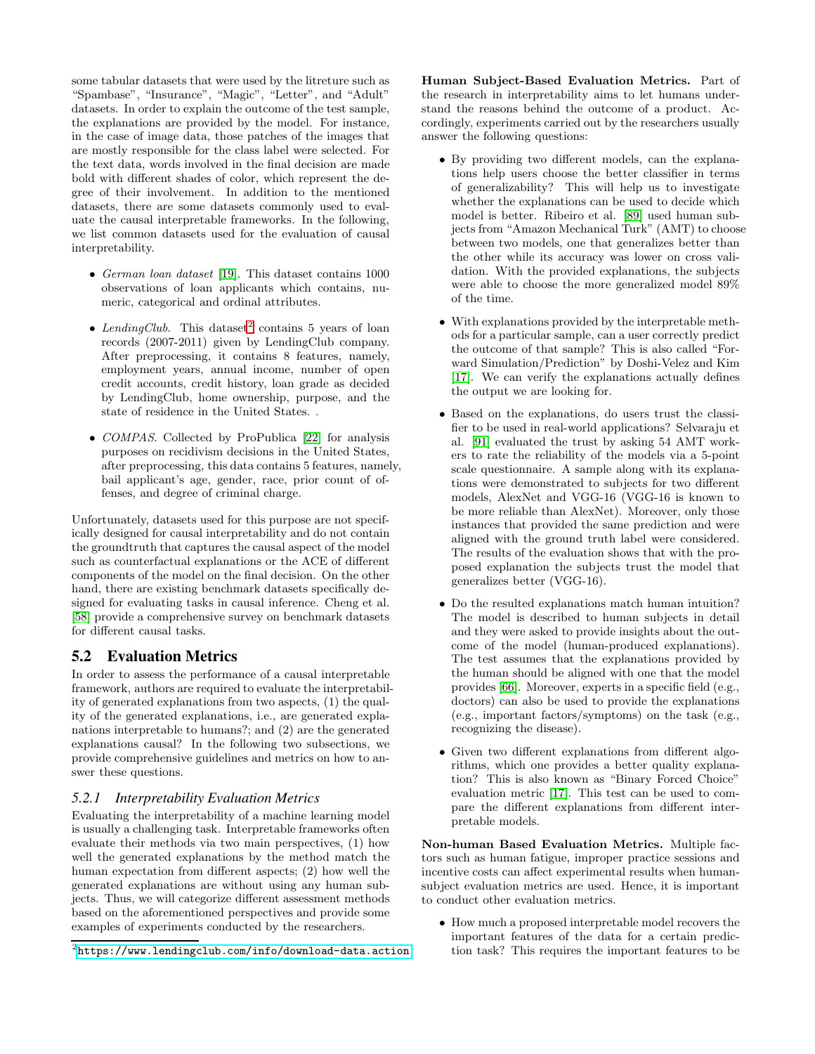some tabular datasets that were used by the litreture such as "Spambase", "Insurance", "Magic", "Letter", and "Adult" datasets. In order to explain the outcome of the test sample, the explanations are provided by the model. For instance, in the case of image data, those patches of the images that are mostly responsible for the class label were selected. For the text data, words involved in the final decision are made bold with different shades of color, which represent the degree of their involvement. In addition to the mentioned datasets, there are some datasets commonly used to evaluate the causal interpretable frameworks. In the following, we list common datasets used for the evaluation of causal interpretability.

- *German loan dataset* [19]. This dataset contains 1000 observations of loan applicants which contains, numeric, categorical and ordinal attributes.
- *LendingClub*. This dataset[2] contains 5 years of loan records (2007-2011) given by LendingClub company. After preprocessing, it contains 8 features, namely, employment years, annual income, number of open credit accounts, credit history, loan grade as decided by LendingClub, home ownership, purpose, and the state of residence in the United States. .
- *COMPAS*. Collected by ProPublica [22] for analysis purposes on recidivism decisions in the United States, after preprocessing, this data contains 5 features, namely, bail applicant's age, gender, race, prior count of offenses, and degree of criminal charge.

Unfortunately, datasets used for this purpose are not specifically designed for causal interpretability and do not contain the groundtruth that captures the causal aspect of the model such as counterfactual explanations or the ACE of different components of the model on the final decision. On the other hand, there are existing benchmark datasets specifically designed for evaluating tasks in causal inference. Cheng et al. [58] provide a comprehensive survey on benchmark datasets for different causal tasks.

## 5.2 Evaluation Metrics

In order to assess the performance of a causal interpretable framework, authors are required to evaluate the interpretability of generated explanations from two aspects, (1) the quality of the generated explanations, i.e., are generated explanations interpretable to humans?; and (2) are the generated explanations causal? In the following two subsections, we provide comprehensive guidelines and metrics on how to answer these questions.

### 5.2.1 Interpretability Evaluation Metrics

Evaluating the interpretability of a machine learning model is usually a challenging task. Interpretable frameworks often evaluate their methods via two main perspectives, (1) how well the generated explanations by the method match the human expectation from different aspects; (2) how well the generated explanations are without using any human subjects. Thus, we will categorize different assessment methods based on the aforementioned perspectives and provide some examples of experiments conducted by the researchers.

[2] https://www.lendingclub.com/info/download-data.action

**Human Subject-Based Evaluation Metrics.** Part of the research in interpretability aims to let humans understand the reasons behind the outcome of a product. Accordingly, experiments carried out by the researchers usually answer the following questions:

- By providing two different models, can the explanations help users choose the better classifier in terms of generalizability? This will help us to investigate whether the explanations can be used to decide which model is better. Ribeiro et al. [89] used human subjects from "Amazon Mechanical Turk" (AMT) to choose between two models, one that generalizes better than the other while its accuracy was lower on cross validation. With the provided explanations, the subjects were able to choose the more generalized model 89% of the time.
- With explanations provided by the interpretable methods for a particular sample, can a user correctly predict the outcome of that sample? This is also called "Forward Simulation/Prediction" by Doshi-Velez and Kim [17]. We can verify the explanations actually defines the output we are looking for.
- Based on the explanations, do users trust the classifier to be used in real-world applications? Selvaraju et al. [91] evaluated the trust by asking 54 AMT workers to rate the reliability of the models via a 5-point scale questionnaire. A sample along with its explanations were demonstrated to subjects for two different models, AlexNet and VGG-16 (VGG-16 is known to be more reliable than AlexNet). Moreover, only those instances that provided the same prediction and were aligned with the ground truth label were considered. The results of the evaluation shows that with the proposed explanation the subjects trust the model that generalizes better (VGG-16).
- Do the resulted explanations match human intuition? The model is described to human subjects in detail and they were asked to provide insights about the outcome of the model (human-produced explanations). The test assumes that the explanations provided by the human should be aligned with one that the model provides [66]. Moreover, experts in a specific field (e.g., doctors) can also be used to provide the explanations (e.g., important factors/symptoms) on the task (e.g., recognizing the disease).
- Given two different explanations from different algorithms, which one provides a better quality explanation? This is also known as "Binary Forced Choice" evaluation metric [17]. This test can be used to compare the different explanations from different interpretable models.

**Non-human Based Evaluation Metrics.** Multiple factors such as human fatigue, improper practice sessions and incentive costs can affect experimental results when human-subject evaluation metrics are used. Hence, it is important to conduct other evaluation metrics.

- How much a proposed interpretable model recovers the important features of the data for a certain prediction task? This requires the important features to be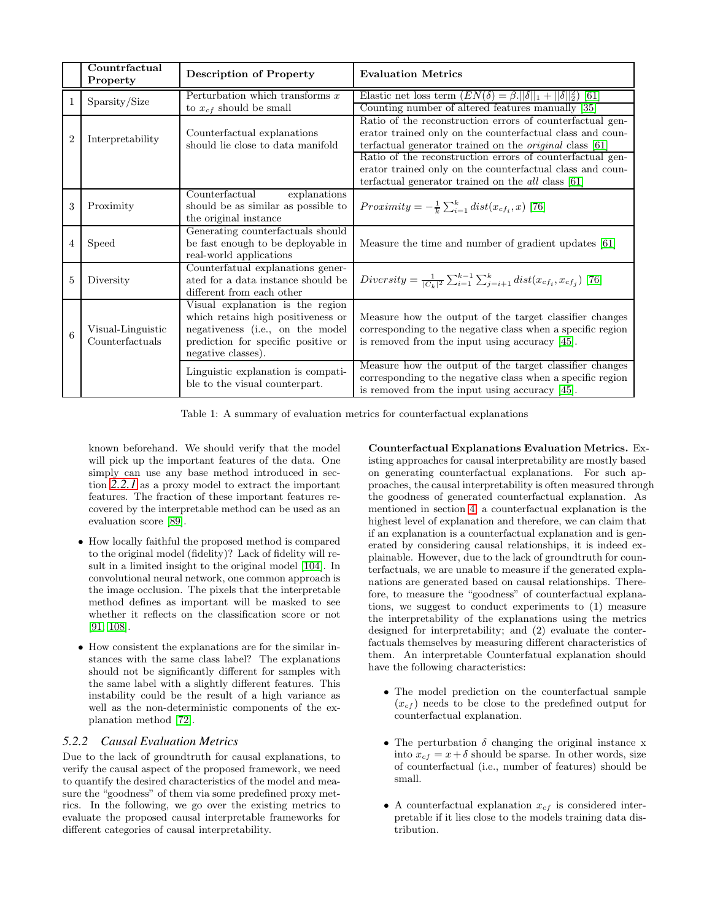| | Countrfactual Property | Description of Property | Evaluation Metrics |
|---|---|---|---|
| 1 | Sparsity/Size | Perturbation which transforms $x$ to $x_{cf}$ should be small | Elastic net loss term $(EN(\delta) = \beta.\|\|\delta\|\|_1 + \|\|\delta\|\|_2^2)$ [61] |
| | | | Counting number of altered features manually [35] |
| 2 | Interpretability | Counterfactual explanations should lie close to data manifold | Ratio of the reconstruction errors of counterfactual generator trained only on the counterfactual class and counterfactual generator trained on the *original* class [61] |
| | | | Ratio of the reconstruction errors of counterfactual generator trained only on the counterfactual class and counterfactual generator trained on the *all* class [61] |
| 3 | Proximity | Counterfactual explanations should be as similar as possible to the original instance | $Proximity = -\frac{1}{k}\sum_{i=1}^{k} dist(x_{cf_i}, x)$ [76] |
| 4 | Speed | Generating counterfactuals should be fast enough to be deployable in real-world applications | Measure the time and number of gradient updates [61] |
| 5 | Diversity | Counterfatual explanations generated for a data instance should be different from each other | $Diversity = \frac{1}{\|C_k\|^2}\sum_{i=1}^{k-1}\sum_{j=i+1}^{k} dist(x_{cf_i}, x_{cf_j})$ [76] |
| 6 | Visual-Linguistic Counterfactuals | Visual explanation is the region which retains high positiveness or negativeness (i.e., on the model prediction for specific positive or negative classes). | Measure how the output of the target classifier changes corresponding to the negative class when a specific region is removed from the input using accuracy [45]. |
| | | Linguistic explanation is compatible to the visual counterpart. | Measure how the output of the target classifier changes corresponding to the negative class when a specific region is removed from the input using accuracy [45]. |

Table 1: A summary of evaluation metrics for counterfactual explanations

known beforehand. We should verify that the model will pick up the important features of the data. One simply can use any base method introduced in section *2.2.1* as a proxy model to extract the important features. The fraction of these important features recovered by the interpretable method can be used as an evaluation score [89].

- How locally faithful the proposed method is compared to the original model (fidelity)? Lack of fidelity will result in a limited insight to the original model [104]. In convolutional neural network, one common approach is the image occlusion. The pixels that the interpretable method defines as important will be masked to see whether it reflects on the classification score or not [91, 108].
- How consistent the explanations are for the similar instances with the same class label? The explanations should not be significantly different for samples with the same label with a slightly different features. This instability could be the result of a high variance as well as the non-deterministic components of the explanation method [72].

### *5.2.2 Causal Evaluation Metrics*

Due to the lack of groundtruth for causal explanations, to verify the causal aspect of the proposed framework, we need to quantify the desired characteristics of the model and measure the "goodness" of them via some predefined proxy metrics. In the following, we go over the existing metrics to evaluate the proposed causal interpretable frameworks for different categories of causal interpretability.

**Counterfactual Explanations Evaluation Metrics.** Existing approaches for causal interpretability are mostly based on generating counterfactual explanations. For such approaches, the causal interpretability is often measured through the goodness of generated counterfactual explanation. As mentioned in section 4, a counterfactual explanation is the highest level of explanation and therefore, we can claim that if an explanation is a counterfactual explanation and is generated by considering causal relationships, it is indeed explainable. However, due to the lack of groundtruth for counterfactuals, we are unable to measure if the generated explanations are generated based on causal relationships. Therefore, to measure the "goodness" of counterfactual explanations, we suggest to conduct experiments to (1) measure the interpretability of the explanations using the metrics designed for interpretability; and (2) evaluate the conterfactuals themselves by measuring different characteristics of them. An interpretable Counterfatual explanation should have the following characteristics:

- The model prediction on the counterfactual sample ($x_{cf}$) needs to be close to the predefined output for counterfactual explanation.
- The perturbation $\delta$ changing the original instance x into $x_{cf} = x + \delta$ should be sparse. In other words, size of counterfactual (i.e., number of features) should be small.
- A counterfactual explanation $x_{cf}$ is considered interpretable if it lies close to the models training data distribution.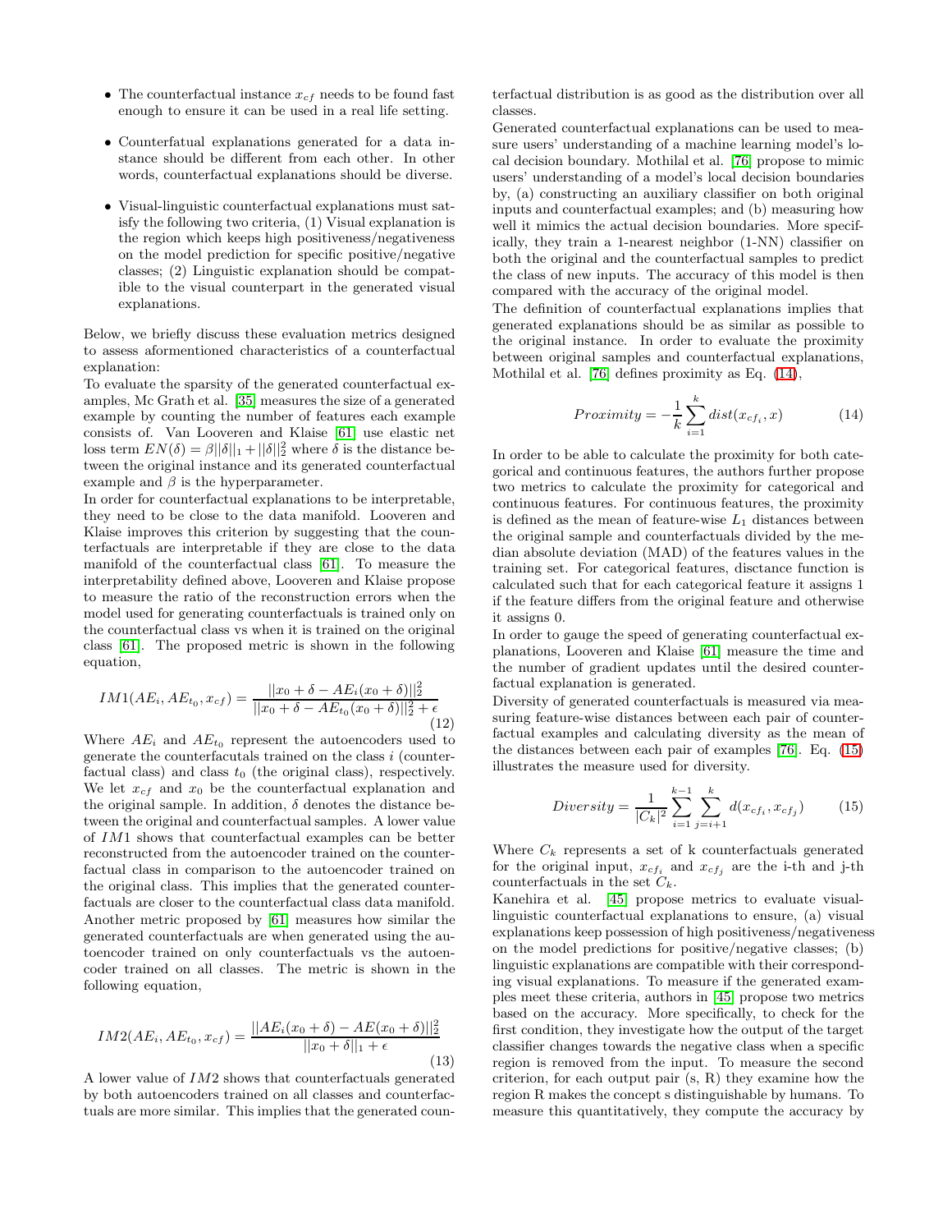- The counterfactual instance $x_{cf}$ needs to be found fast enough to ensure it can be used in a real life setting.
- Counterfatual explanations generated for a data instance should be different from each other. In other words, counterfactual explanations should be diverse.
- Visual-linguistic counterfactual explanations must satisfy the following two criteria, (1) Visual explanation is the region which keeps high positiveness/negativeness on the model prediction for specific positive/negative classes; (2) Linguistic explanation should be compatible to the visual counterpart in the generated visual explanations.

Below, we briefly discuss these evaluation metrics designed to assess aformentioned characteristics of a counterfactual explanation:

To evaluate the sparsity of the generated counterfactual examples, Mc Grath et al. [35] measures the size of a generated example by counting the number of features each example consists of. Van Looveren and Klaise [61] use elastic net loss term $EN(\delta) = \beta||\delta||_1 + ||\delta||_2^2$ where $\delta$ is the distance between the original instance and its generated counterfactual example and $\beta$ is the hyperparameter.

In order for counterfactual explanations to be interpretable, they need to be close to the data manifold. Looveren and Klaise improves this criterion by suggesting that the counterfactuals are interpretable if they are close to the data manifold of the counterfactual class [61]. To measure the interpretability defined above, Looveren and Klaise propose to measure the ratio of the reconstruction errors when the model used for generating counterfactuals is trained only on the counterfactual class vs when it is trained on the original class [61]. The proposed metric is shown in the following equation,

$$IM1(AE_i, AE_{t_0}, x_{cf}) = \frac{||x_0 + \delta - AE_i(x_0 + \delta)||_2^2}{||x_0 + \delta - AE_{t_0}(x_0 + \delta)||_2^2 + \epsilon} \tag{12}$$

Where $AE_i$ and $AE_{t_0}$ represent the autoencoders used to generate the counterfacutals trained on the class $i$ (counterfactual class) and class $t_0$ (the original class), respectively. We let $x_{cf}$ and $x_0$ be the counterfactual explanation and the original sample. In addition, $\delta$ denotes the distance between the original and counterfactual samples. A lower value of $IM1$ shows that counterfactual examples can be better reconstructed from the autoencoder trained on the counterfactual class in comparison to the autoencoder trained on the original class. This implies that the generated counterfactuals are closer to the counterfactual class data manifold. Another metric proposed by [61] measures how similar the generated counterfactuals are when generated using the autoencoder trained on only counterfactuals vs the autoencoder trained on all classes. The metric is shown in the following equation,

$$IM2(AE_i, AE_{t_0}, x_{cf}) = \frac{||AE_i(x_0 + \delta) - AE(x_0 + \delta)||_2^2}{||x_0 + \delta||_1 + \epsilon} \tag{13}$$

A lower value of $IM2$ shows that counterfactuals generated by both autoencoders trained on all classes and counterfactuals are more similar. This implies that the generated counterfactual distribution is as good as the distribution over all classes.

Generated counterfactual explanations can be used to measure users' understanding of a machine learning model's local decision boundary. Mothilal et al. [76] propose to mimic users' understanding of a model's local decision boundaries by, (a) constructing an auxiliary classifier on both original inputs and counterfactual examples; and (b) measuring how well it mimics the actual decision boundaries. More specifically, they train a 1-nearest neighbor (1-NN) classifier on both the original and the counterfactual samples to predict the class of new inputs. The accuracy of this model is then compared with the accuracy of the original model.

The definition of counterfactual explanations implies that generated explanations should be as similar as possible to the original instance. In order to evaluate the proximity between original samples and counterfactual explanations, Mothilal et al. [76] defines proximity as Eq. (14),

$$Proximity = -\frac{1}{k}\sum_{i=1}^{k} dist(x_{cf_i}, x) \tag{14}$$

In order to be able to calculate the proximity for both categorical and continuous features, the authors further propose two metrics to calculate the proximity for categorical and continuous features. For continuous features, the proximity is defined as the mean of feature-wise $L_1$ distances between the original sample and counterfactuals divided by the median absolute deviation (MAD) of the features values in the training set. For categorical features, disctance function is calculated such that for each categorical feature it assigns 1 if the feature differs from the original feature and otherwise it assigns 0.

In order to gauge the speed of generating counterfactual explanations, Looveren and Klaise [61] measure the time and the number of gradient updates until the desired counterfactual explanation is generated.

Diversity of generated counterfactuals is measured via measuring feature-wise distances between each pair of counterfactual examples and calculating diversity as the mean of the distances between each pair of examples [76]. Eq. (15) illustrates the measure used for diversity.

$$Diversity = \frac{1}{|C_k|^2}\sum_{i=1}^{k-1}\sum_{j=i+1}^{k} d(x_{cf_i}, x_{cf_j}) \tag{15}$$

Where $C_k$ represents a set of k counterfactuals generated for the original input, $x_{cf_i}$ and $x_{cf_j}$ are the i-th and j-th counterfactuals in the set $C_k$.

Kanehira et al. [45] propose metrics to evaluate visual-linguistic counterfactual explanations to ensure, (a) visual explanations keep possession of high positiveness/negativeness on the model predictions for positive/negative classes; (b) linguistic explanations are compatible with their corresponding visual explanations. To measure if the generated examples meet these criteria, authors in [45] propose two metrics based on the accuracy. More specifically, to check for the first condition, they investigate how the output of the target classifier changes towards the negative class when a specific region is removed from the input. To measure the second criterion, for each output pair (s, R) they examine how the region R makes the concept s distinguishable by humans. To measure this quantitatively, they compute the accuracy by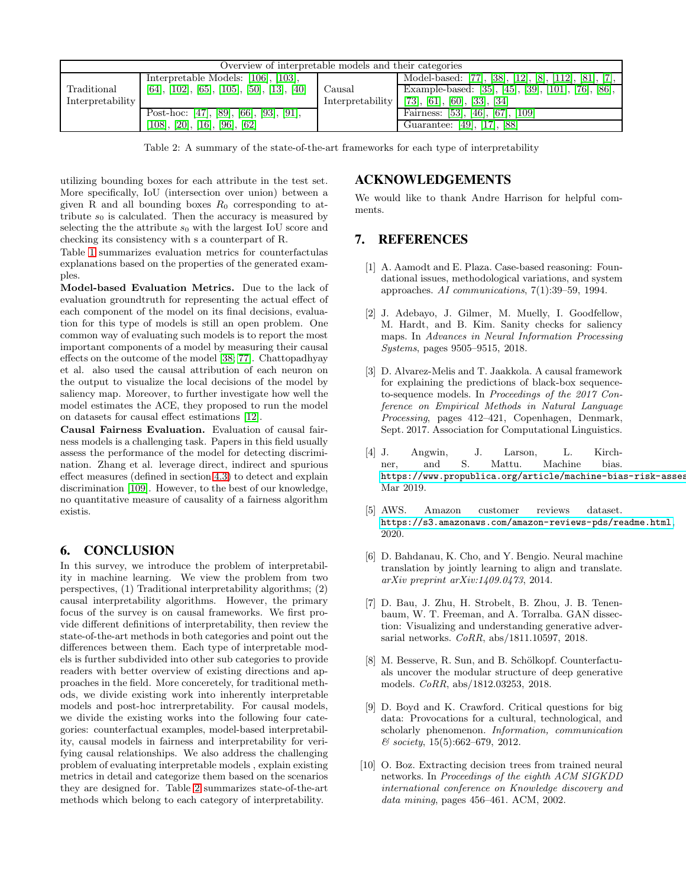| Overview of interpretable models and their categories | | | |
|---|---|---|---|
| Traditional Interpretability | Interpretable Models: [106], [103], [64], [102], [65], [105], [50], [13], [40] | Causal Interpretability | Model-based: [77], [38], [12], [8], [112], [81], [7], |
| | | | Example-based: [35], [45], [39], [101], [76], [86], [73], [61], [60], [33], [34] |
| | Post-hoc: [47], [89], [66], [93], [91], [108], [20], [16], [96], [62] | | Fairness: [53], [46], [67], [109] |
| | | | Guarantee: [49], [17], [88] |

Table 2: A summary of the state-of-the-art frameworks for each type of interpretability

utilizing bounding boxes for each attribute in the test set. More specifically, IoU (intersection over union) between a given R and all bounding boxes $R_0$ corresponding to attribute $s_0$ is calculated. Then the accuracy is measured by selecting the the attribute $s_0$ with the largest IoU score and checking its consistency with s a counterpart of R.

Table 1 summarizes evaluation metrics for counterfactulas explanations based on the properties of the generated examples.

**Model-based Evaluation Metrics.** Due to the lack of evaluation groundtruth for representing the actual effect of each component of the model on its final decisions, evaluation for this type of models is still an open problem. One common way of evaluating such models is to report the most important components of a model by measuring their causal effects on the outcome of the model [38; 77]. Chattopadhyay et al. also used the causal attribution of each neuron on the output to visualize the local decisions of the model by saliency map. Moreover, to further investigate how well the model estimates the ACE, they proposed to run the model on datasets for causal effect estimations [12].

**Causal Fairness Evaluation.** Evaluation of causal fairness models is a challenging task. Papers in this field usually assess the performance of the model for detecting discrimination. Zhang et al. leverage direct, indirect and spurious effect measures (defined in section 4.3) to detect and explain discrimination [109]. However, to the best of our knowledge, no quantitative measure of causality of a fairness algorithm existis.

## 6. CONCLUSION

In this survey, we introduce the problem of interpretability in machine learning. We view the problem from two perspectives, (1) Traditional interpretability algorithms; (2) causal interpretability algorithms. However, the primary focus of the survey is on causal frameworks. We first provide different definitions of interpretability, then review the state-of-the-art methods in both categories and point out the differences between them. Each type of interpretable models is further subdivided into other sub categories to provide readers with better overview of existing directions and approaches in the field. More conceretely, for traditional methods, we divide existing work into inherently interpretable models and post-hoc intrerpretability. For causal models, we divide the existing works into the following four categories: counterfactual examples, model-based interpretability, causal models in fairness and interpretability for verifying causal relationships. We also address the challenging problem of evaluating interpretable models , explain existing metrics in detail and categorize them based on the scenarios they are designed for. Table 2 summarizes state-of-the-art methods which belong to each category of interpretability.

## ACKNOWLEDGEMENTS

We would like to thank Andre Harrison for helpful comments.

## 7. REFERENCES

[1] A. Aamodt and E. Plaza. Case-based reasoning: Foundational issues, methodological variations, and system approaches. *AI communications*, 7(1):39–59, 1994.

[2] J. Adebayo, J. Gilmer, M. Muelly, I. Goodfellow, M. Hardt, and B. Kim. Sanity checks for saliency maps. In *Advances in Neural Information Processing Systems*, pages 9505–9515, 2018.

[3] D. Alvarez-Melis and T. Jaakkola. A causal framework for explaining the predictions of black-box sequence-to-sequence models. In *Proceedings of the 2017 Conference on Empirical Methods in Natural Language Processing*, pages 412–421, Copenhagen, Denmark, Sept. 2017. Association for Computational Linguistics.

[4] J. Angwin, J. Larson, L. Kirchner, and S. Mattu. Machine bias. https://www.propublica.org/article/machine-bias-risk-asses Mar 2019.

[5] AWS. Amazon customer reviews dataset. https://s3.amazonaws.com/amazon-reviews-pds/readme.html, 2020.

[6] D. Bahdanau, K. Cho, and Y. Bengio. Neural machine translation by jointly learning to align and translate. *arXiv preprint arXiv:1409.0473*, 2014.

[7] D. Bau, J. Zhu, H. Strobelt, B. Zhou, J. B. Tenenbaum, W. T. Freeman, and A. Torralba. GAN dissection: Visualizing and understanding generative adversarial networks. *CoRR*, abs/1811.10597, 2018.

[8] M. Besserve, R. Sun, and B. Schölkopf. Counterfactuals uncover the modular structure of deep generative models. *CoRR*, abs/1812.03253, 2018.

[9] D. Boyd and K. Crawford. Critical questions for big data: Provocations for a cultural, technological, and scholarly phenomenon. *Information, communication & society*, 15(5):662–679, 2012.

[10] O. Boz. Extracting decision trees from trained neural networks. In *Proceedings of the eighth ACM SIGKDD international conference on Knowledge discovery and data mining*, pages 456–461. ACM, 2002.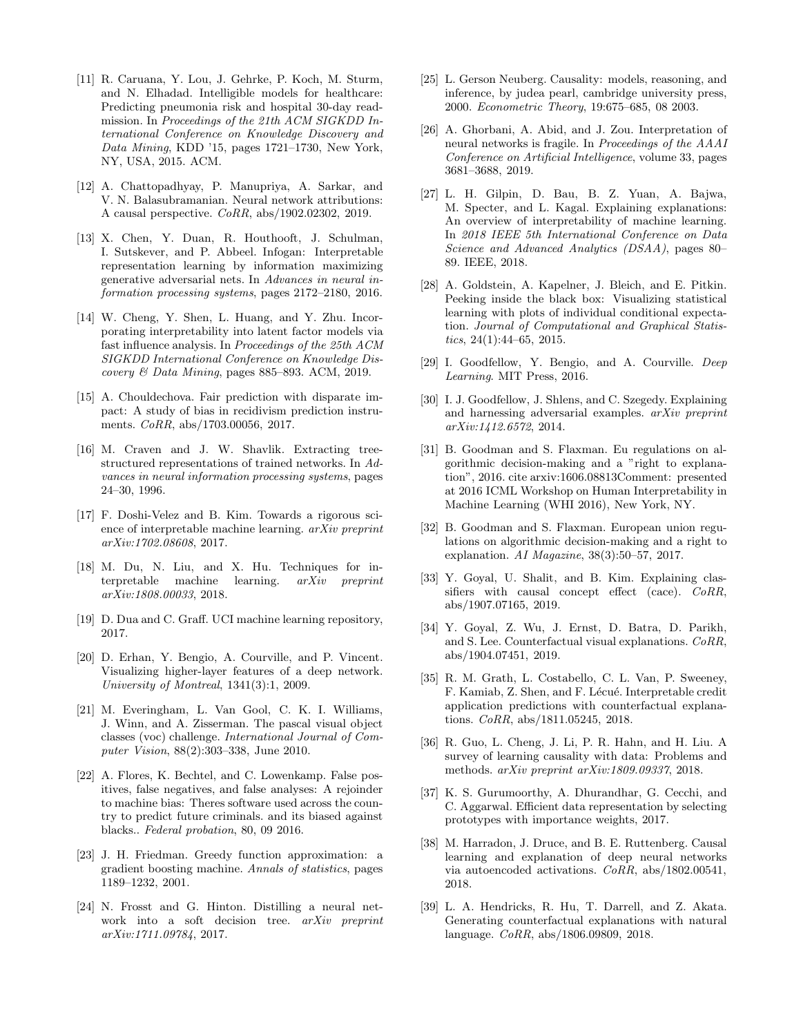[11] R. Caruana, Y. Lou, J. Gehrke, P. Koch, M. Sturm, and N. Elhadad. Intelligible models for healthcare: Predicting pneumonia risk and hospital 30-day readmission. In *Proceedings of the 21th ACM SIGKDD International Conference on Knowledge Discovery and Data Mining*, KDD '15, pages 1721–1730, New York, NY, USA, 2015. ACM.

[12] A. Chattopadhyay, P. Manupriya, A. Sarkar, and V. N. Balasubramanian. Neural network attributions: A causal perspective. *CoRR*, abs/1902.02302, 2019.

[13] X. Chen, Y. Duan, R. Houthooft, J. Schulman, I. Sutskever, and P. Abbeel. Infogan: Interpretable representation learning by information maximizing generative adversarial nets. In *Advances in neural information processing systems*, pages 2172–2180, 2016.

[14] W. Cheng, Y. Shen, L. Huang, and Y. Zhu. Incorporating interpretability into latent factor models via fast influence analysis. In *Proceedings of the 25th ACM SIGKDD International Conference on Knowledge Discovery & Data Mining*, pages 885–893. ACM, 2019.

[15] A. Chouldechova. Fair prediction with disparate impact: A study of bias in recidivism prediction instruments. *CoRR*, abs/1703.00056, 2017.

[16] M. Craven and J. W. Shavlik. Extracting tree-structured representations of trained networks. In *Advances in neural information processing systems*, pages 24–30, 1996.

[17] F. Doshi-Velez and B. Kim. Towards a rigorous science of interpretable machine learning. *arXiv preprint arXiv:1702.08608*, 2017.

[18] M. Du, N. Liu, and X. Hu. Techniques for interpretable machine learning. *arXiv preprint arXiv:1808.00033*, 2018.

[19] D. Dua and C. Graff. UCI machine learning repository, 2017.

[20] D. Erhan, Y. Bengio, A. Courville, and P. Vincent. Visualizing higher-layer features of a deep network. *University of Montreal*, 1341(3):1, 2009.

[21] M. Everingham, L. Van Gool, C. K. I. Williams, J. Winn, and A. Zisserman. The pascal visual object classes (voc) challenge. *International Journal of Computer Vision*, 88(2):303–338, June 2010.

[22] A. Flores, K. Bechtel, and C. Lowenkamp. False positives, false negatives, and false analyses: A rejoinder to machine bias: Theres software used across the country to predict future criminals. and its biased against blacks.. *Federal probation*, 80, 09 2016.

[23] J. H. Friedman. Greedy function approximation: a gradient boosting machine. *Annals of statistics*, pages 1189–1232, 2001.

[24] N. Frosst and G. Hinton. Distilling a neural network into a soft decision tree. *arXiv preprint arXiv:1711.09784*, 2017.

[25] L. Gerson Neuberg. Causality: models, reasoning, and inference, by judea pearl, cambridge university press, 2000. *Econometric Theory*, 19:675–685, 08 2003.

[26] A. Ghorbani, A. Abid, and J. Zou. Interpretation of neural networks is fragile. In *Proceedings of the AAAI Conference on Artificial Intelligence*, volume 33, pages 3681–3688, 2019.

[27] L. H. Gilpin, D. Bau, B. Z. Yuan, A. Bajwa, M. Specter, and L. Kagal. Explaining explanations: An overview of interpretability of machine learning. In *2018 IEEE 5th International Conference on Data Science and Advanced Analytics (DSAA)*, pages 80–89. IEEE, 2018.

[28] A. Goldstein, A. Kapelner, J. Bleich, and E. Pitkin. Peeking inside the black box: Visualizing statistical learning with plots of individual conditional expectation. *Journal of Computational and Graphical Statistics*, 24(1):44–65, 2015.

[29] I. Goodfellow, Y. Bengio, and A. Courville. *Deep Learning*. MIT Press, 2016.

[30] I. J. Goodfellow, J. Shlens, and C. Szegedy. Explaining and harnessing adversarial examples. *arXiv preprint arXiv:1412.6572*, 2014.

[31] B. Goodman and S. Flaxman. Eu regulations on algorithmic decision-making and a "right to explanation", 2016. cite arxiv:1606.08813Comment: presented at 2016 ICML Workshop on Human Interpretability in Machine Learning (WHI 2016), New York, NY.

[32] B. Goodman and S. Flaxman. European union regulations on algorithmic decision-making and a right to explanation. *AI Magazine*, 38(3):50–57, 2017.

[33] Y. Goyal, U. Shalit, and B. Kim. Explaining classifiers with causal concept effect (cace). *CoRR*, abs/1907.07165, 2019.

[34] Y. Goyal, Z. Wu, J. Ernst, D. Batra, D. Parikh, and S. Lee. Counterfactual visual explanations. *CoRR*, abs/1904.07451, 2019.

[35] R. M. Grath, L. Costabello, C. L. Van, P. Sweeney, F. Kamiab, Z. Shen, and F. Lécué. Interpretable credit application predictions with counterfactual explanations. *CoRR*, abs/1811.05245, 2018.

[36] R. Guo, L. Cheng, J. Li, P. R. Hahn, and H. Liu. A survey of learning causality with data: Problems and methods. *arXiv preprint arXiv:1809.09337*, 2018.

[37] K. S. Gurumoorthy, A. Dhurandhar, G. Cecchi, and C. Aggarwal. Efficient data representation by selecting prototypes with importance weights, 2017.

[38] M. Harradon, J. Druce, and B. E. Ruttenberg. Causal learning and explanation of deep neural networks via autoencoded activations. *CoRR*, abs/1802.00541, 2018.

[39] L. A. Hendricks, R. Hu, T. Darrell, and Z. Akata. Generating counterfactual explanations with natural language. *CoRR*, abs/1806.09809, 2018.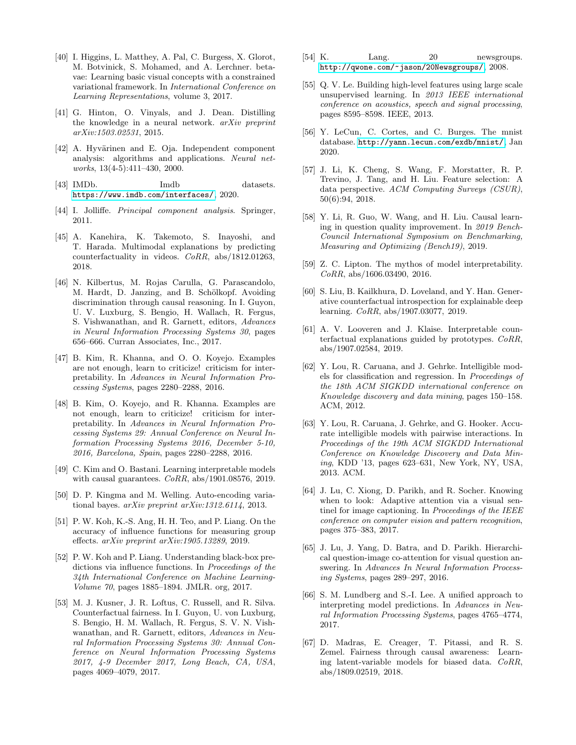[40] I. Higgins, L. Matthey, A. Pal, C. Burgess, X. Glorot, M. Botvinick, S. Mohamed, and A. Lerchner. beta-vae: Learning basic visual concepts with a constrained variational framework. In *International Conference on Learning Representations*, volume 3, 2017.

[41] G. Hinton, O. Vinyals, and J. Dean. Distilling the knowledge in a neural network. *arXiv preprint arXiv:1503.02531*, 2015.

[42] A. Hyvärinen and E. Oja. Independent component analysis: algorithms and applications. *Neural networks*, 13(4-5):411–430, 2000.

[43] IMDb. Imdb datasets. https://www.imdb.com/interfaces/, 2020.

[44] I. Jolliffe. *Principal component analysis*. Springer, 2011.

[45] A. Kanehira, K. Takemoto, S. Inayoshi, and T. Harada. Multimodal explanations by predicting counterfactuality in videos. *CoRR*, abs/1812.01263, 2018.

[46] N. Kilbertus, M. Rojas Carulla, G. Parascandolo, M. Hardt, D. Janzing, and B. Schölkopf. Avoiding discrimination through causal reasoning. In I. Guyon, U. V. Luxburg, S. Bengio, H. Wallach, R. Fergus, S. Vishwanathan, and R. Garnett, editors, *Advances in Neural Information Processing Systems 30*, pages 656–666. Curran Associates, Inc., 2017.

[47] B. Kim, R. Khanna, and O. O. Koyejo. Examples are not enough, learn to criticize! criticism for interpretability. In *Advances in Neural Information Processing Systems*, pages 2280–2288, 2016.

[48] B. Kim, O. Koyejo, and R. Khanna. Examples are not enough, learn to criticize! criticism for interpretability. In *Advances in Neural Information Processing Systems 29: Annual Conference on Neural Information Processing Systems 2016, December 5-10, 2016, Barcelona, Spain*, pages 2280–2288, 2016.

[49] C. Kim and O. Bastani. Learning interpretable models with causal guarantees. *CoRR*, abs/1901.08576, 2019.

[50] D. P. Kingma and M. Welling. Auto-encoding variational bayes. *arXiv preprint arXiv:1312.6114*, 2013.

[51] P. W. Koh, K.-S. Ang, H. H. Teo, and P. Liang. On the accuracy of influence functions for measuring group effects. *arXiv preprint arXiv:1905.13289*, 2019.

[52] P. W. Koh and P. Liang. Understanding black-box predictions via influence functions. In *Proceedings of the 34th International Conference on Machine Learning-Volume 70*, pages 1885–1894. JMLR. org, 2017.

[53] M. J. Kusner, J. R. Loftus, C. Russell, and R. Silva. Counterfactual fairness. In I. Guyon, U. von Luxburg, S. Bengio, H. M. Wallach, R. Fergus, S. V. N. Vishwanathan, and R. Garnett, editors, *Advances in Neural Information Processing Systems 30: Annual Conference on Neural Information Processing Systems 2017, 4-9 December 2017, Long Beach, CA, USA*, pages 4069–4079, 2017.

[54] K. Lang. 20 newsgroups. http://qwone.com/~jason/20Newsgroups/, 2008.

[55] Q. V. Le. Building high-level features using large scale unsupervised learning. In *2013 IEEE international conference on acoustics, speech and signal processing*, pages 8595–8598. IEEE, 2013.

[56] Y. LeCun, C. Cortes, and C. Burges. The mnist database. http://yann.lecun.com/exdb/mnist/, Jan 2020.

[57] J. Li, K. Cheng, S. Wang, F. Morstatter, R. P. Trevino, J. Tang, and H. Liu. Feature selection: A data perspective. *ACM Computing Surveys (CSUR)*, 50(6):94, 2018.

[58] Y. Li, R. Guo, W. Wang, and H. Liu. Causal learning in question quality improvement. In *2019 BenchCouncil International Symposium on Benchmarking, Measuring and Optimizing (Bench19)*, 2019.

[59] Z. C. Lipton. The mythos of model interpretability. *CoRR*, abs/1606.03490, 2016.

[60] S. Liu, B. Kailkhura, D. Loveland, and Y. Han. Generative counterfactual introspection for explainable deep learning. *CoRR*, abs/1907.03077, 2019.

[61] A. V. Looveren and J. Klaise. Interpretable counterfactual explanations guided by prototypes. *CoRR*, abs/1907.02584, 2019.

[62] Y. Lou, R. Caruana, and J. Gehrke. Intelligible models for classification and regression. In *Proceedings of the 18th ACM SIGKDD international conference on Knowledge discovery and data mining*, pages 150–158. ACM, 2012.

[63] Y. Lou, R. Caruana, J. Gehrke, and G. Hooker. Accurate intelligible models with pairwise interactions. In *Proceedings of the 19th ACM SIGKDD International Conference on Knowledge Discovery and Data Mining*, KDD '13, pages 623–631, New York, NY, USA, 2013. ACM.

[64] J. Lu, C. Xiong, D. Parikh, and R. Socher. Knowing when to look: Adaptive attention via a visual sentinel for image captioning. In *Proceedings of the IEEE conference on computer vision and pattern recognition*, pages 375–383, 2017.

[65] J. Lu, J. Yang, D. Batra, and D. Parikh. Hierarchical question-image co-attention for visual question answering. In *Advances In Neural Information Processing Systems*, pages 289–297, 2016.

[66] S. M. Lundberg and S.-I. Lee. A unified approach to interpreting model predictions. In *Advances in Neural Information Processing Systems*, pages 4765–4774, 2017.

[67] D. Madras, E. Creager, T. Pitassi, and R. S. Zemel. Fairness through causal awareness: Learning latent-variable models for biased data. *CoRR*, abs/1809.02519, 2018.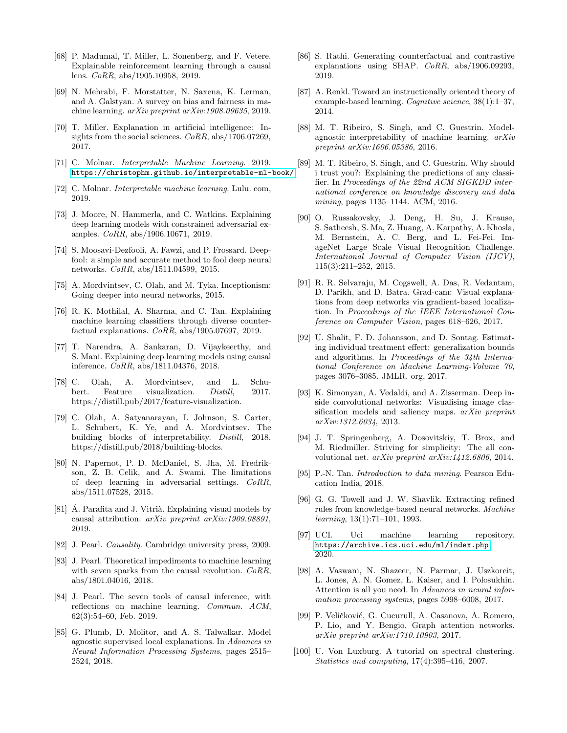[68] P. Madumal, T. Miller, L. Sonenberg, and F. Vetere. Explainable reinforcement learning through a causal lens. *CoRR*, abs/1905.10958, 2019.

[69] N. Mehrabi, F. Morstatter, N. Saxena, K. Lerman, and A. Galstyan. A survey on bias and fairness in machine learning. *arXiv preprint arXiv:1908.09635*, 2019.

[70] T. Miller. Explanation in artificial intelligence: Insights from the social sciences. *CoRR*, abs/1706.07269, 2017.

[71] C. Molnar. *Interpretable Machine Learning*. 2019. https://christophm.github.io/interpretable-ml-book/.

[72] C. Molnar. *Interpretable machine learning*. Lulu. com, 2019.

[73] J. Moore, N. Hammerla, and C. Watkins. Explaining deep learning models with constrained adversarial examples. *CoRR*, abs/1906.10671, 2019.

[74] S. Moosavi-Dezfooli, A. Fawzi, and P. Frossard. Deepfool: a simple and accurate method to fool deep neural networks. *CoRR*, abs/1511.04599, 2015.

[75] A. Mordvintsev, C. Olah, and M. Tyka. Inceptionism: Going deeper into neural networks, 2015.

[76] R. K. Mothilal, A. Sharma, and C. Tan. Explaining machine learning classifiers through diverse counterfactual explanations. *CoRR*, abs/1905.07697, 2019.

[77] T. Narendra, A. Sankaran, D. Vijaykeerthy, and S. Mani. Explaining deep learning models using causal inference. *CoRR*, abs/1811.04376, 2018.

[78] C. Olah, A. Mordvintsev, and L. Schubert. Feature visualization. *Distill*, 2017. https://distill.pub/2017/feature-visualization.

[79] C. Olah, A. Satyanarayan, I. Johnson, S. Carter, L. Schubert, K. Ye, and A. Mordvintsev. The building blocks of interpretability. *Distill*, 2018. https://distill.pub/2018/building-blocks.

[80] N. Papernot, P. D. McDaniel, S. Jha, M. Fredrikson, Z. B. Celik, and A. Swami. The limitations of deep learning in adversarial settings. *CoRR*, abs/1511.07528, 2015.

[81] Á. Parafita and J. Vitrià. Explaining visual models by causal attribution. *arXiv preprint arXiv:1909.08891*, 2019.

[82] J. Pearl. *Causality*. Cambridge university press, 2009.

[83] J. Pearl. Theoretical impediments to machine learning with seven sparks from the causal revolution. *CoRR*, abs/1801.04016, 2018.

[84] J. Pearl. The seven tools of causal inference, with reflections on machine learning. *Commun. ACM*, 62(3):54–60, Feb. 2019.

[85] G. Plumb, D. Molitor, and A. S. Talwalkar. Model agnostic supervised local explanations. In *Advances in Neural Information Processing Systems*, pages 2515–2524, 2018.

[86] S. Rathi. Generating counterfactual and contrastive explanations using SHAP. *CoRR*, abs/1906.09293, 2019.

[87] A. Renkl. Toward an instructionally oriented theory of example-based learning. *Cognitive science*, 38(1):1–37, 2014.

[88] M. T. Ribeiro, S. Singh, and C. Guestrin. Model-agnostic interpretability of machine learning. *arXiv preprint arXiv:1606.05386*, 2016.

[89] M. T. Ribeiro, S. Singh, and C. Guestrin. Why should i trust you?: Explaining the predictions of any classifier. In *Proceedings of the 22nd ACM SIGKDD international conference on knowledge discovery and data mining*, pages 1135–1144. ACM, 2016.

[90] O. Russakovsky, J. Deng, H. Su, J. Krause, S. Satheesh, S. Ma, Z. Huang, A. Karpathy, A. Khosla, M. Bernstein, A. C. Berg, and L. Fei-Fei. ImageNet Large Scale Visual Recognition Challenge. *International Journal of Computer Vision (IJCV)*, 115(3):211–252, 2015.

[91] R. R. Selvaraju, M. Cogswell, A. Das, R. Vedantam, D. Parikh, and D. Batra. Grad-cam: Visual explanations from deep networks via gradient-based localization. In *Proceedings of the IEEE International Conference on Computer Vision*, pages 618–626, 2017.

[92] U. Shalit, F. D. Johansson, and D. Sontag. Estimating individual treatment effect: generalization bounds and algorithms. In *Proceedings of the 34th International Conference on Machine Learning-Volume 70*, pages 3076–3085. JMLR. org, 2017.

[93] K. Simonyan, A. Vedaldi, and A. Zisserman. Deep inside convolutional networks: Visualising image classification models and saliency maps. *arXiv preprint arXiv:1312.6034*, 2013.

[94] J. T. Springenberg, A. Dosovitskiy, T. Brox, and M. Riedmiller. Striving for simplicity: The all convolutional net. *arXiv preprint arXiv:1412.6806*, 2014.

[95] P.-N. Tan. *Introduction to data mining*. Pearson Education India, 2018.

[96] G. G. Towell and J. W. Shavlik. Extracting refined rules from knowledge-based neural networks. *Machine learning*, 13(1):71–101, 1993.

[97] UCI. Uci machine learning repository. https://archive.ics.uci.edu/ml/index.php, 2020.

[98] A. Vaswani, N. Shazeer, N. Parmar, J. Uszkoreit, L. Jones, A. N. Gomez, L. Kaiser, and I. Polosukhin. Attention is all you need. In *Advances in neural information processing systems*, pages 5998–6008, 2017.

[99] P. Veličković, G. Cucurull, A. Casanova, A. Romero, P. Lio, and Y. Bengio. Graph attention networks. *arXiv preprint arXiv:1710.10903*, 2017.

[100] U. Von Luxburg. A tutorial on spectral clustering. *Statistics and computing*, 17(4):395–416, 2007.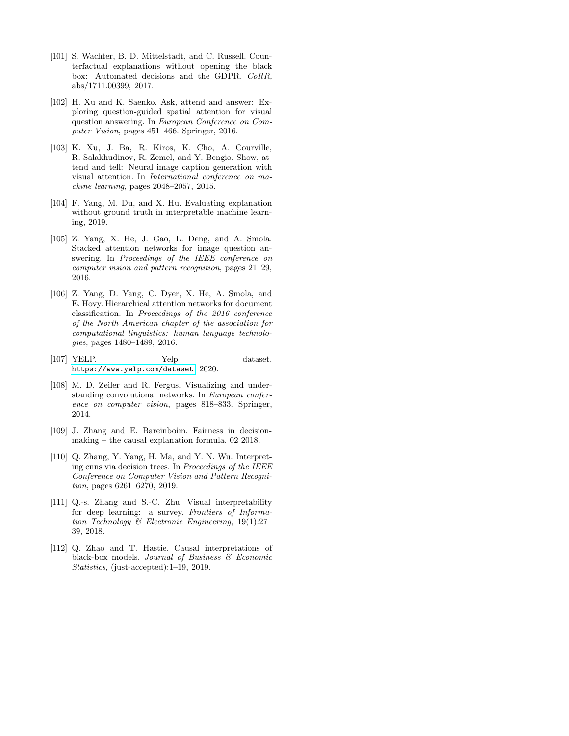[101] S. Wachter, B. D. Mittelstadt, and C. Russell. Counterfactual explanations without opening the black box: Automated decisions and the GDPR. *CoRR*, abs/1711.00399, 2017.

[102] H. Xu and K. Saenko. Ask, attend and answer: Exploring question-guided spatial attention for visual question answering. In *European Conference on Computer Vision*, pages 451–466. Springer, 2016.

[103] K. Xu, J. Ba, R. Kiros, K. Cho, A. Courville, R. Salakhudinov, R. Zemel, and Y. Bengio. Show, attend and tell: Neural image caption generation with visual attention. In *International conference on machine learning*, pages 2048–2057, 2015.

[104] F. Yang, M. Du, and X. Hu. Evaluating explanation without ground truth in interpretable machine learning, 2019.

[105] Z. Yang, X. He, J. Gao, L. Deng, and A. Smola. Stacked attention networks for image question answering. In *Proceedings of the IEEE conference on computer vision and pattern recognition*, pages 21–29, 2016.

[106] Z. Yang, D. Yang, C. Dyer, X. He, A. Smola, and E. Hovy. Hierarchical attention networks for document classification. In *Proceedings of the 2016 conference of the North American chapter of the association for computational linguistics: human language technologies*, pages 1480–1489, 2016.

[107] YELP. Yelp dataset. `https://www.yelp.com/dataset`, 2020.

[108] M. D. Zeiler and R. Fergus. Visualizing and understanding convolutional networks. In *European conference on computer vision*, pages 818–833. Springer, 2014.

[109] J. Zhang and E. Bareinboim. Fairness in decision-making – the causal explanation formula. 02 2018.

[110] Q. Zhang, Y. Yang, H. Ma, and Y. N. Wu. Interpreting cnns via decision trees. In *Proceedings of the IEEE Conference on Computer Vision and Pattern Recognition*, pages 6261–6270, 2019.

[111] Q.-s. Zhang and S.-C. Zhu. Visual interpretability for deep learning: a survey. *Frontiers of Information Technology & Electronic Engineering*, 19(1):27–39, 2018.

[112] Q. Zhao and T. Hastie. Causal interpretations of black-box models. *Journal of Business & Economic Statistics*, (just-accepted):1–19, 2019.